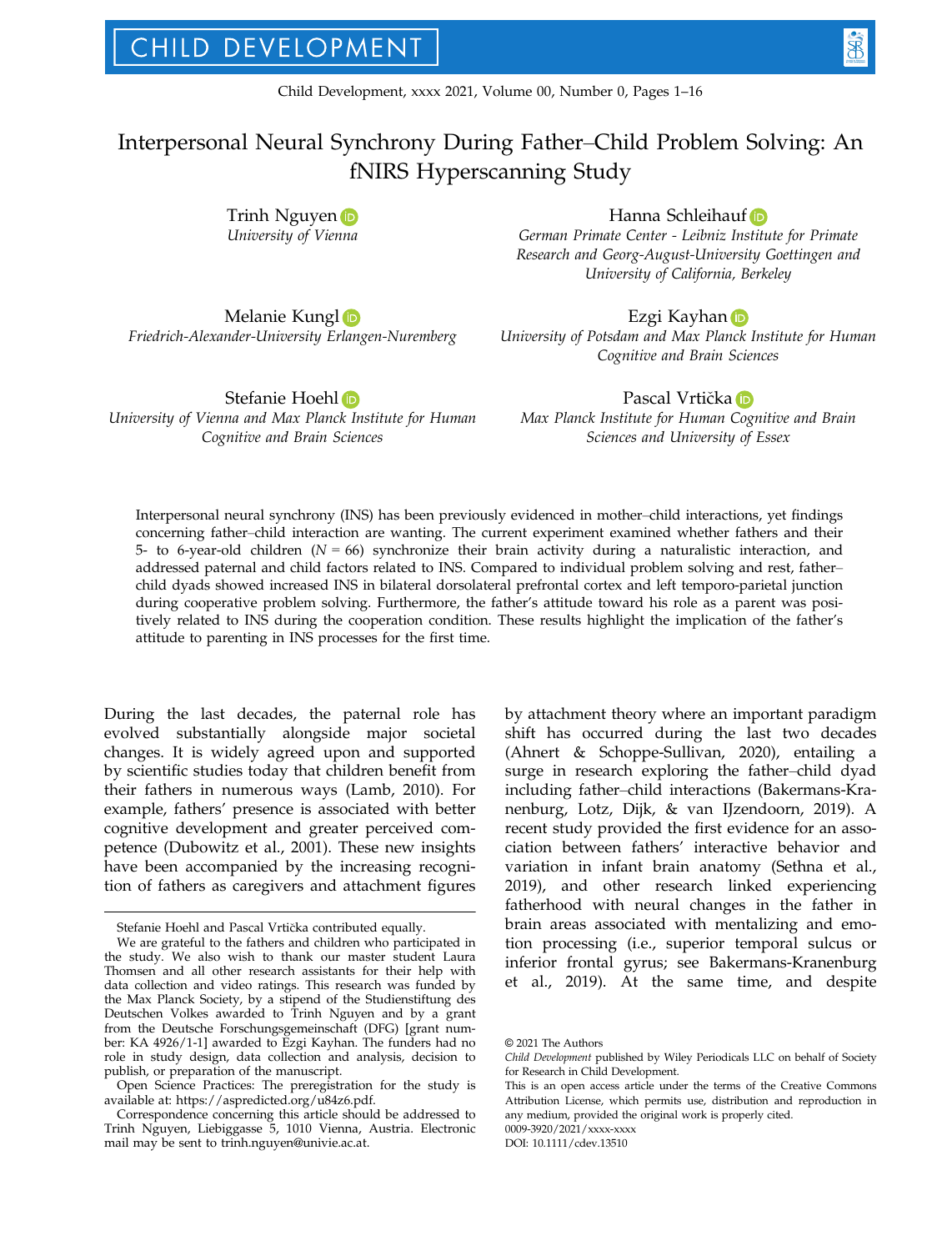# Interpersonal Neural Synchrony During Father–Child Problem Solving: An fNIRS Hyperscanning Study

Trinh Nguyen
*University of Vienna*

Hanna Schleihauf
*German Primate Center - Leibniz Institute for Primate Research and Georg-August-University Goettingen and University of California, Berkeley*

Melanie Kungl
*Friedrich-Alexander-University Erlangen-Nuremberg*

Ezgi Kayhan
*University of Potsdam and Max Planck Institute for Human Cognitive and Brain Sciences*

Stefanie Hoehl
*University of Vienna and Max Planck Institute for Human Cognitive and Brain Sciences*

Pascal Vrtička
*Max Planck Institute for Human Cognitive and Brain Sciences and University of Essex*

Interpersonal neural synchrony (INS) has been previously evidenced in mother–child interactions, yet findings concerning father–child interaction are wanting. The current experiment examined whether fathers and their 5- to 6-year-old children ($N = 66$) synchronize their brain activity during a naturalistic interaction, and addressed paternal and child factors related to INS. Compared to individual problem solving and rest, father–child dyads showed increased INS in bilateral dorsolateral prefrontal cortex and left temporo-parietal junction during cooperative problem solving. Furthermore, the father's attitude toward his role as a parent was positively related to INS during the cooperation condition. These results highlight the implication of the father's attitude to parenting in INS processes for the first time.

During the last decades, the paternal role has evolved substantially alongside major societal changes. It is widely agreed upon and supported by scientific studies today that children benefit from their fathers in numerous ways (Lamb, 2010). For example, fathers' presence is associated with better cognitive development and greater perceived competence (Dubowitz et al., 2001). These new insights have been accompanied by the increasing recognition of fathers as caregivers and attachment figures by attachment theory where an important paradigm shift has occurred during the last two decades (Ahnert & Schoppe-Sullivan, 2020), entailing a surge in research exploring the father–child dyad including father–child interactions (Bakermans-Kranenburg, Lotz, Dijk, & van IJzendoorn, 2019). A recent study provided the first evidence for an association between fathers' interactive behavior and variation in infant brain anatomy (Sethna et al., 2019), and other research linked experiencing fatherhood with neural changes in the father in brain areas associated with mentalizing and emotion processing (i.e., superior temporal sulcus or inferior frontal gyrus; see Bakermans-Kranenburg et al., 2019). At the same time, and despite

---

Stefanie Hoehl and Pascal Vrtička contributed equally.

We are grateful to the fathers and children who participated in the study. We also wish to thank our master student Laura Thomsen and all other research assistants for their help with data collection and video ratings. This research was funded by the Max Planck Society, by a stipend of the Studienstiftung des Deutschen Volkes awarded to Trinh Nguyen and by a grant from the Deutsche Forschungsgemeinschaft (DFG) [grant number: KA 4926/1-1] awarded to Ezgi Kayhan. The funders had no role in study design, data collection and analysis, decision to publish, or preparation of the manuscript.

Open Science Practices: The preregistration for the study is available at: https://aspredicted.org/u84z6.pdf.

Correspondence concerning this article should be addressed to Trinh Nguyen, Liebiggasse 5, 1010 Vienna, Austria. Electronic mail may be sent to trinh.nguyen@univie.ac.at.

© 2021 The Authors

*Child Development* published by Wiley Periodicals LLC on behalf of Society for Research in Child Development.

This is an open access article under the terms of the Creative Commons Attribution License, which permits use, distribution and reproduction in any medium, provided the original work is properly cited.

0009-3920/2021/xxxx-xxxx

DOI: 10.1111/cdev.13510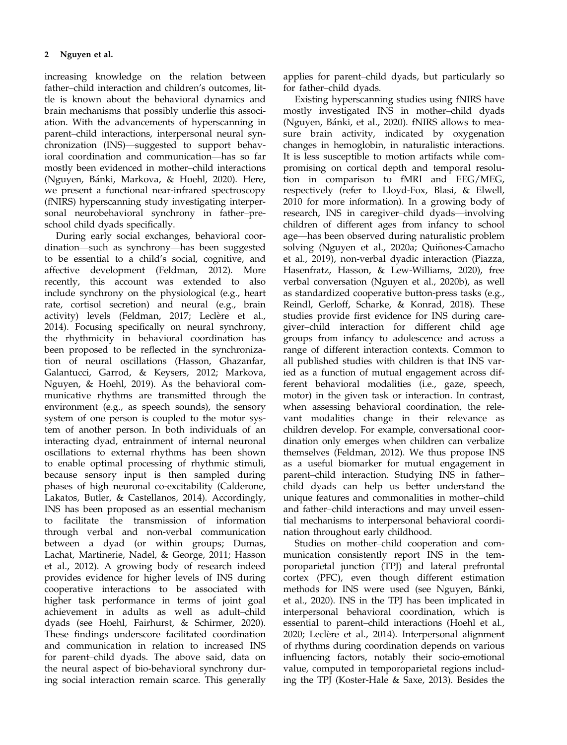increasing knowledge on the relation between father–child interaction and children's outcomes, little is known about the behavioral dynamics and brain mechanisms that possibly underlie this association. With the advancements of hyperscanning in parent–child interactions, interpersonal neural synchronization (INS)—suggested to support behavioral coordination and communication—has so far mostly been evidenced in mother–child interactions (Nguyen, Bánki, Markova, & Hoehl, 2020). Here, we present a functional near-infrared spectroscopy (fNIRS) hyperscanning study investigating interpersonal neurobehavioral synchrony in father–preschool child dyads specifically.

During early social exchanges, behavioral coordination—such as synchrony—has been suggested to be essential to a child's social, cognitive, and affective development (Feldman, 2012). More recently, this account was extended to also include synchrony on the physiological (e.g., heart rate, cortisol secretion) and neural (e.g., brain activity) levels (Feldman, 2017; Leclère et al., 2014). Focusing specifically on neural synchrony, the rhythmicity in behavioral coordination has been proposed to be reflected in the synchronization of neural oscillations (Hasson, Ghazanfar, Galantucci, Garrod, & Keysers, 2012; Markova, Nguyen, & Hoehl, 2019). As the behavioral communicative rhythms are transmitted through the environment (e.g., as speech sounds), the sensory system of one person is coupled to the motor system of another person. In both individuals of an interacting dyad, entrainment of internal neuronal oscillations to external rhythms has been shown to enable optimal processing of rhythmic stimuli, because sensory input is then sampled during phases of high neuronal co-excitability (Calderone, Lakatos, Butler, & Castellanos, 2014). Accordingly, INS has been proposed as an essential mechanism to facilitate the transmission of information through verbal and non-verbal communication between a dyad (or within groups; Dumas, Lachat, Martinerie, Nadel, & George, 2011; Hasson et al., 2012). A growing body of research indeed provides evidence for higher levels of INS during cooperative interactions to be associated with higher task performance in terms of joint goal achievement in adults as well as adult–child dyads (see Hoehl, Fairhurst, & Schirmer, 2020). These findings underscore facilitated coordination and communication in relation to increased INS for parent–child dyads. The above said, data on the neural aspect of bio-behavioral synchrony during social interaction remain scarce. This generally applies for parent–child dyads, but particularly so for father–child dyads.

Existing hyperscanning studies using fNIRS have mostly investigated INS in mother–child dyads (Nguyen, Bánki, et al., 2020). fNIRS allows to measure brain activity, indicated by oxygenation changes in hemoglobin, in naturalistic interactions. It is less susceptible to motion artifacts while compromising on cortical depth and temporal resolution in comparison to fMRI and EEG/MEG, respectively (refer to Lloyd-Fox, Blasi, & Elwell, 2010 for more information). In a growing body of research, INS in caregiver–child dyads—involving children of different ages from infancy to school age—has been observed during naturalistic problem solving (Nguyen et al., 2020a; Quiñones-Camacho et al., 2019), non-verbal dyadic interaction (Piazza, Hasenfratz, Hasson, & Lew-Williams, 2020), free verbal conversation (Nguyen et al., 2020b), as well as standardized cooperative button-press tasks (e.g., Reindl, Gerloff, Scharke, & Konrad, 2018). These studies provide first evidence for INS during caregiver–child interaction for different child age groups from infancy to adolescence and across a range of different interaction contexts. Common to all published studies with children is that INS varied as a function of mutual engagement across different behavioral modalities (i.e., gaze, speech, motor) in the given task or interaction. In contrast, when assessing behavioral coordination, the relevant modalities change in their relevance as children develop. For example, conversational coordination only emerges when children can verbalize themselves (Feldman, 2012). We thus propose INS as a useful biomarker for mutual engagement in parent–child interaction. Studying INS in father–child dyads can help us better understand the unique features and commonalities in mother–child and father–child interactions and may unveil essential mechanisms to interpersonal behavioral coordination throughout early childhood.

Studies on mother–child cooperation and communication consistently report INS in the temporoparietal junction (TPJ) and lateral prefrontal cortex (PFC), even though different estimation methods for INS were used (see Nguyen, Bánki, et al., 2020). INS in the TPJ has been implicated in interpersonal behavioral coordination, which is essential to parent–child interactions (Hoehl et al., 2020; Leclère et al., 2014). Interpersonal alignment of rhythms during coordination depends on various influencing factors, notably their socio-emotional value, computed in temporoparietal regions including the TPJ (Koster-Hale & Saxe, 2013). Besides the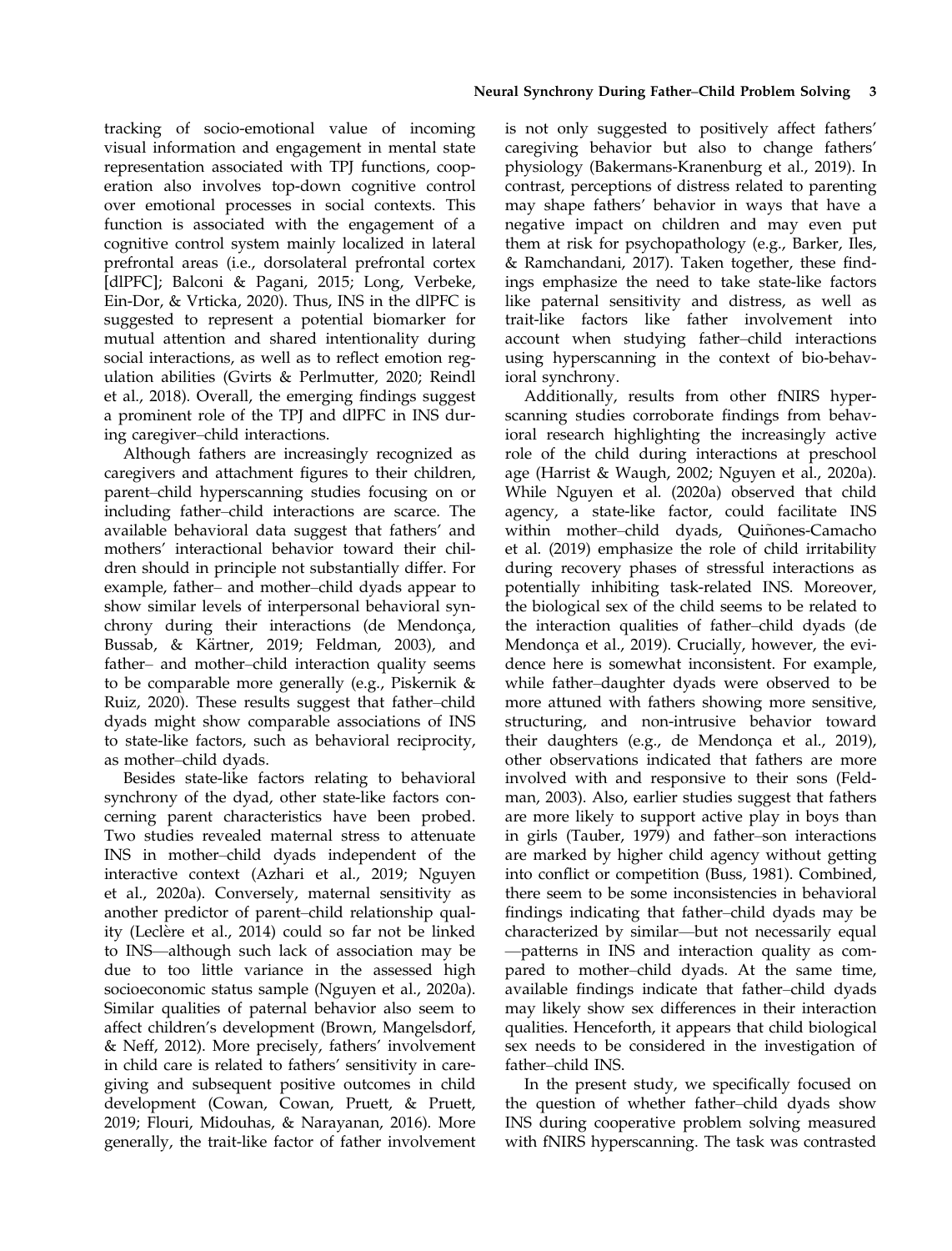tracking of socio-emotional value of incoming visual information and engagement in mental state representation associated with TPJ functions, cooperation also involves top-down cognitive control over emotional processes in social contexts. This function is associated with the engagement of a cognitive control system mainly localized in lateral prefrontal areas (i.e., dorsolateral prefrontal cortex [dlPFC]; Balconi & Pagani, 2015; Long, Verbeke, Ein-Dor, & Vrticka, 2020). Thus, INS in the dlPFC is suggested to represent a potential biomarker for mutual attention and shared intentionality during social interactions, as well as to reflect emotion regulation abilities (Gvirts & Perlmutter, 2020; Reindl et al., 2018). Overall, the emerging findings suggest a prominent role of the TPJ and dlPFC in INS during caregiver–child interactions.

Although fathers are increasingly recognized as caregivers and attachment figures to their children, parent–child hyperscanning studies focusing on or including father–child interactions are scarce. The available behavioral data suggest that fathers' and mothers' interactional behavior toward their children should in principle not substantially differ. For example, father– and mother–child dyads appear to show similar levels of interpersonal behavioral synchrony during their interactions (de Mendonça, Bussab, & Kärtner, 2019; Feldman, 2003), and father– and mother–child interaction quality seems to be comparable more generally (e.g., Piskernik & Ruiz, 2020). These results suggest that father–child dyads might show comparable associations of INS to state-like factors, such as behavioral reciprocity, as mother–child dyads.

Besides state-like factors relating to behavioral synchrony of the dyad, other state-like factors concerning parent characteristics have been probed. Two studies revealed maternal stress to attenuate INS in mother–child dyads independent of the interactive context (Azhari et al., 2019; Nguyen et al., 2020a). Conversely, maternal sensitivity as another predictor of parent–child relationship quality (Leclère et al., 2014) could so far not be linked to INS—although such lack of association may be due to too little variance in the assessed high socioeconomic status sample (Nguyen et al., 2020a). Similar qualities of paternal behavior also seem to affect children's development (Brown, Mangelsdorf, & Neff, 2012). More precisely, fathers' involvement in child care is related to fathers' sensitivity in caregiving and subsequent positive outcomes in child development (Cowan, Cowan, Pruett, & Pruett, 2019; Flouri, Midouhas, & Narayanan, 2016). More generally, the trait-like factor of father involvement is not only suggested to positively affect fathers' caregiving behavior but also to change fathers' physiology (Bakermans-Kranenburg et al., 2019). In contrast, perceptions of distress related to parenting may shape fathers' behavior in ways that have a negative impact on children and may even put them at risk for psychopathology (e.g., Barker, Iles, & Ramchandani, 2017). Taken together, these findings emphasize the need to take state-like factors like paternal sensitivity and distress, as well as trait-like factors like father involvement into account when studying father–child interactions using hyperscanning in the context of bio-behavioral synchrony.

Additionally, results from other fNIRS hyperscanning studies corroborate findings from behavioral research highlighting the increasingly active role of the child during interactions at preschool age (Harrist & Waugh, 2002; Nguyen et al., 2020a). While Nguyen et al. (2020a) observed that child agency, a state-like factor, could facilitate INS within mother–child dyads, Quiñones-Camacho et al. (2019) emphasize the role of child irritability during recovery phases of stressful interactions as potentially inhibiting task-related INS. Moreover, the biological sex of the child seems to be related to the interaction qualities of father–child dyads (de Mendonça et al., 2019). Crucially, however, the evidence here is somewhat inconsistent. For example, while father–daughter dyads were observed to be more attuned with fathers showing more sensitive, structuring, and non-intrusive behavior toward their daughters (e.g., de Mendonça et al., 2019), other observations indicated that fathers are more involved with and responsive to their sons (Feldman, 2003). Also, earlier studies suggest that fathers are more likely to support active play in boys than in girls (Tauber, 1979) and father–son interactions are marked by higher child agency without getting into conflict or competition (Buss, 1981). Combined, there seem to be some inconsistencies in behavioral findings indicating that father–child dyads may be characterized by similar—but not necessarily equal—patterns in INS and interaction quality as compared to mother–child dyads. At the same time, available findings indicate that father–child dyads may likely show sex differences in their interaction qualities. Henceforth, it appears that child biological sex needs to be considered in the investigation of father–child INS.

In the present study, we specifically focused on the question of whether father–child dyads show INS during cooperative problem solving measured with fNIRS hyperscanning. The task was contrasted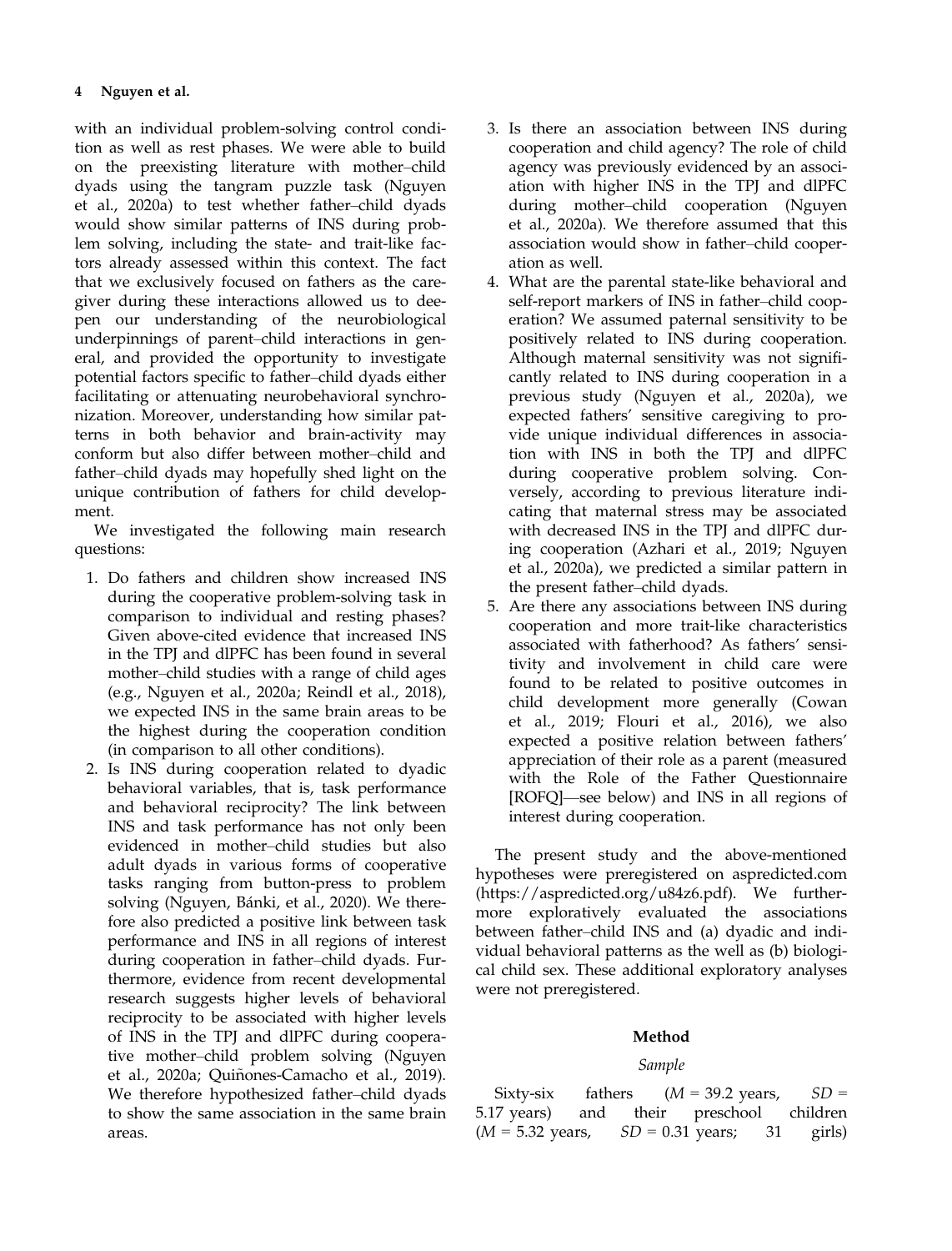with an individual problem-solving control condition as well as rest phases. We were able to build on the preexisting literature with mother–child dyads using the tangram puzzle task (Nguyen et al., 2020a) to test whether father–child dyads would show similar patterns of INS during problem solving, including the state- and trait-like factors already assessed within this context. The fact that we exclusively focused on fathers as the caregiver during these interactions allowed us to deepen our understanding of the neurobiological underpinnings of parent–child interactions in general, and provided the opportunity to investigate potential factors specific to father–child dyads either facilitating or attenuating neurobehavioral synchronization. Moreover, understanding how similar patterns in both behavior and brain-activity may conform but also differ between mother–child and father–child dyads may hopefully shed light on the unique contribution of fathers for child development.

We investigated the following main research questions:

1. Do fathers and children show increased INS during the cooperative problem-solving task in comparison to individual and resting phases? Given above-cited evidence that increased INS in the TPJ and dlPFC has been found in several mother–child studies with a range of child ages (e.g., Nguyen et al., 2020a; Reindl et al., 2018), we expected INS in the same brain areas to be the highest during the cooperation condition (in comparison to all other conditions).
2. Is INS during cooperation related to dyadic behavioral variables, that is, task performance and behavioral reciprocity? The link between INS and task performance has not only been evidenced in mother–child studies but also adult dyads in various forms of cooperative tasks ranging from button-press to problem solving (Nguyen, Bánki, et al., 2020). We therefore also predicted a positive link between task performance and INS in all regions of interest during cooperation in father–child dyads. Furthermore, evidence from recent developmental research suggests higher levels of behavioral reciprocity to be associated with higher levels of INS in the TPJ and dlPFC during cooperative mother–child problem solving (Nguyen et al., 2020a; Quiñones-Camacho et al., 2019). We therefore hypothesized father–child dyads to show the same association in the same brain areas.
3. Is there an association between INS during cooperation and child agency? The role of child agency was previously evidenced by an association with higher INS in the TPJ and dlPFC during mother–child cooperation (Nguyen et al., 2020a). We therefore assumed that this association would show in father–child cooperation as well.
4. What are the parental state-like behavioral and self-report markers of INS in father–child cooperation? We assumed paternal sensitivity to be positively related to INS during cooperation. Although maternal sensitivity was not significantly related to INS during cooperation in a previous study (Nguyen et al., 2020a), we expected fathers' sensitive caregiving to provide unique individual differences in association with INS in both the TPJ and dlPFC during cooperative problem solving. Conversely, according to previous literature indicating that maternal stress may be associated with decreased INS in the TPJ and dlPFC during cooperation (Azhari et al., 2019; Nguyen et al., 2020a), we predicted a similar pattern in the present father–child dyads.
5. Are there any associations between INS during cooperation and more trait-like characteristics associated with fatherhood? As fathers' sensitivity and involvement in child care were found to be related to positive outcomes in child development more generally (Cowan et al., 2019; Flouri et al., 2016), we also expected a positive relation between fathers' appreciation of their role as a parent (measured with the Role of the Father Questionnaire [ROFQ]—see below) and INS in all regions of interest during cooperation.

The present study and the above-mentioned hypotheses were preregistered on aspredicted.com (https://aspredicted.org/u84z6.pdf). We furthermore exploratively evaluated the associations between father–child INS and (a) dyadic and individual behavioral patterns as the well as (b) biological child sex. These additional exploratory analyses were not preregistered.

## Method

### *Sample*

Sixty-six fathers ($M$ = 39.2 years, $SD$ = 5.17 years) and their preschool children ($M$ = 5.32 years, $SD$ = 0.31 years; 31 girls)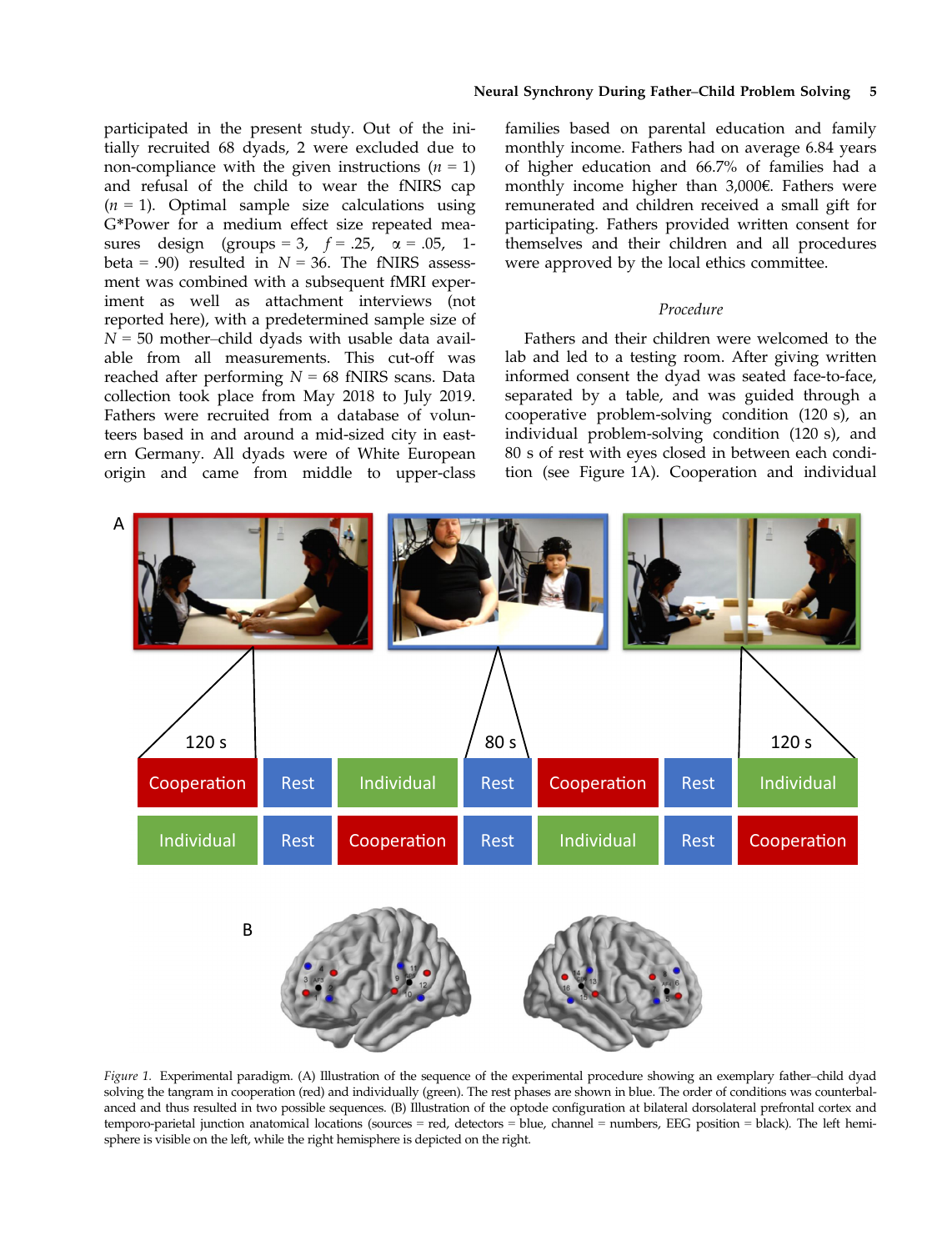participated in the present study. Out of the initially recruited 68 dyads, 2 were excluded due to non-compliance with the given instructions ($n$ = 1) and refusal of the child to wear the fNIRS cap ($n$ = 1). Optimal sample size calculations using G*Power for a medium effect size repeated measures design (groups = 3, $f$ = .25, α = .05, 1-beta = .90) resulted in $N$ = 36. The fNIRS assessment was combined with a subsequent fMRI experiment as well as attachment interviews (not reported here), with a predetermined sample size of $N$ = 50 mother–child dyads with usable data available from all measurements. This cut-off was reached after performing $N$ = 68 fNIRS scans. Data collection took place from May 2018 to July 2019. Fathers were recruited from a database of volunteers based in and around a mid-sized city in eastern Germany. All dyads were of White European origin and came from middle to upper-class families based on parental education and family monthly income. Fathers had on average 6.84 years of higher education and 66.7% of families had a monthly income higher than 3,000€. Fathers were remunerated and children received a small gift for participating. Fathers provided written consent for themselves and their children and all procedures were approved by the local ethics committee.

### *Procedure*

Fathers and their children were welcomed to the lab and led to a testing room. After giving written informed consent the dyad was seated face-to-face, separated by a table, and was guided through a cooperative problem-solving condition (120 s), an individual problem-solving condition (120 s), and 80 s of rest with eyes closed in between each condition (see Figure 1A). Cooperation and individual

*Figure 1.* Experimental paradigm. (A) Illustration of the sequence of the experimental procedure showing an exemplary father–child dyad solving the tangram in cooperation (red) and individually (green). The rest phases are shown in blue. The order of conditions was counterbalanced and thus resulted in two possible sequences. (B) Illustration of the optode configuration at bilateral dorsolateral prefrontal cortex and temporo-parietal junction anatomical locations (sources = red, detectors = blue, channel = numbers, EEG position = black). The left hemisphere is visible on the left, while the right hemisphere is depicted on the right.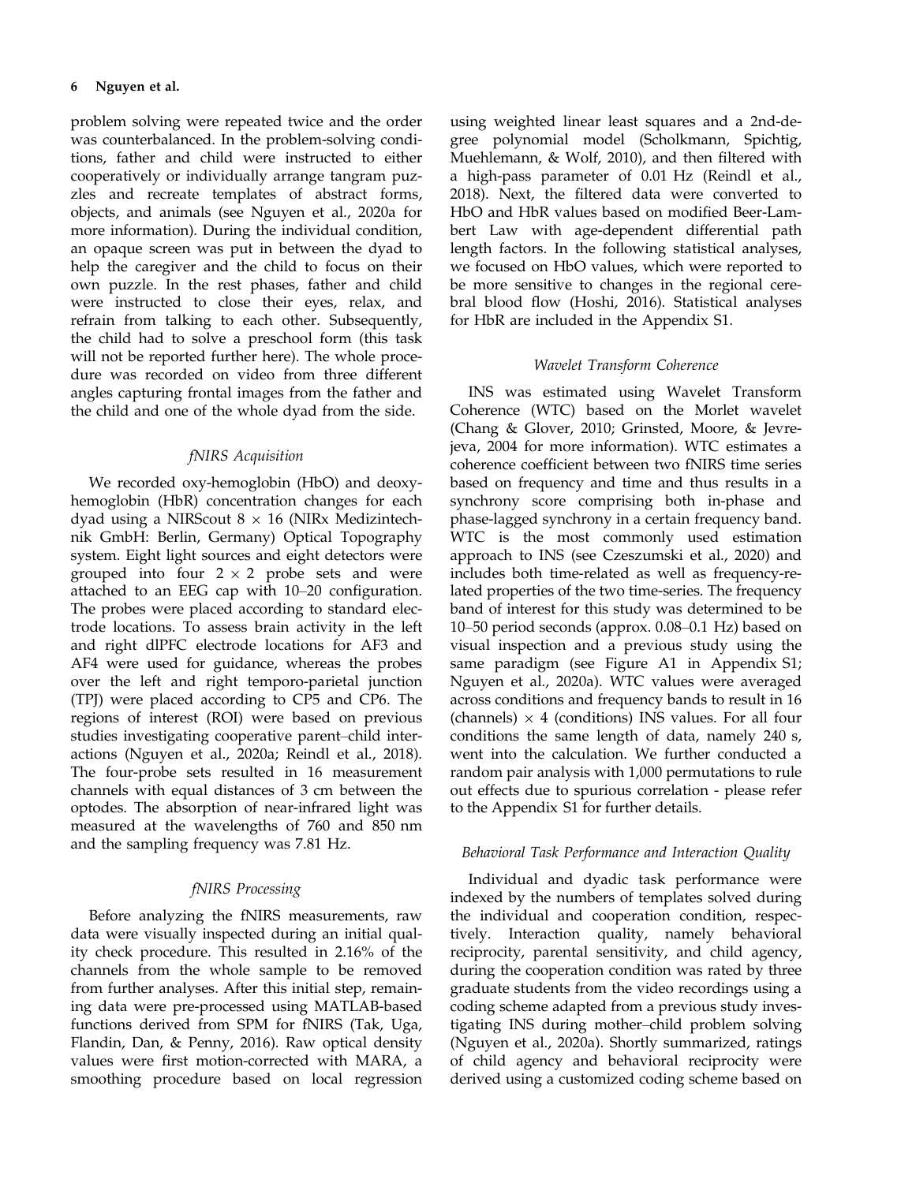problem solving were repeated twice and the order was counterbalanced. In the problem-solving conditions, father and child were instructed to either cooperatively or individually arrange tangram puzzles and recreate templates of abstract forms, objects, and animals (see Nguyen et al., 2020a for more information). During the individual condition, an opaque screen was put in between the dyad to help the caregiver and the child to focus on their own puzzle. In the rest phases, father and child were instructed to close their eyes, relax, and refrain from talking to each other. Subsequently, the child had to solve a preschool form (this task will not be reported further here). The whole procedure was recorded on video from three different angles capturing frontal images from the father and the child and one of the whole dyad from the side.

### *fNIRS Acquisition*

We recorded oxy-hemoglobin (HbO) and deoxy-hemoglobin (HbR) concentration changes for each dyad using a NIRScout $8 \times 16$ (NIRx Medizintechnik GmbH: Berlin, Germany) Optical Topography system. Eight light sources and eight detectors were grouped into four $2 \times 2$ probe sets and were attached to an EEG cap with 10–20 configuration. The probes were placed according to standard electrode locations. To assess brain activity in the left and right dlPFC electrode locations for AF3 and AF4 were used for guidance, whereas the probes over the left and right temporo-parietal junction (TPJ) were placed according to CP5 and CP6. The regions of interest (ROI) were based on previous studies investigating cooperative parent–child interactions (Nguyen et al., 2020a; Reindl et al., 2018). The four-probe sets resulted in 16 measurement channels with equal distances of 3 cm between the optodes. The absorption of near-infrared light was measured at the wavelengths of 760 and 850 nm and the sampling frequency was 7.81 Hz.

### *fNIRS Processing*

Before analyzing the fNIRS measurements, raw data were visually inspected during an initial quality check procedure. This resulted in 2.16% of the channels from the whole sample to be removed from further analyses. After this initial step, remaining data were pre-processed using MATLAB-based functions derived from SPM for fNIRS (Tak, Uga, Flandin, Dan, & Penny, 2016). Raw optical density values were first motion-corrected with MARA, a smoothing procedure based on local regression using weighted linear least squares and a 2nd-degree polynomial model (Scholkmann, Spichtig, Muehlemann, & Wolf, 2010), and then filtered with a high-pass parameter of 0.01 Hz (Reindl et al., 2018). Next, the filtered data were converted to HbO and HbR values based on modified Beer-Lambert Law with age-dependent differential path length factors. In the following statistical analyses, we focused on HbO values, which were reported to be more sensitive to changes in the regional cerebral blood flow (Hoshi, 2016). Statistical analyses for HbR are included in the Appendix S1.

### *Wavelet Transform Coherence*

INS was estimated using Wavelet Transform Coherence (WTC) based on the Morlet wavelet (Chang & Glover, 2010; Grinsted, Moore, & Jevrejeva, 2004 for more information). WTC estimates a coherence coefficient between two fNIRS time series based on frequency and time and thus results in a synchrony score comprising both in-phase and phase-lagged synchrony in a certain frequency band. WTC is the most commonly used estimation approach to INS (see Czeszumski et al., 2020) and includes both time-related as well as frequency-related properties of the two time-series. The frequency band of interest for this study was determined to be 10–50 period seconds (approx. 0.08–0.1 Hz) based on visual inspection and a previous study using the same paradigm (see Figure A1 in Appendix S1; Nguyen et al., 2020a). WTC values were averaged across conditions and frequency bands to result in 16 (channels) $\times$ 4 (conditions) INS values. For all four conditions the same length of data, namely 240 s, went into the calculation. We further conducted a random pair analysis with 1,000 permutations to rule out effects due to spurious correlation - please refer to the Appendix S1 for further details.

### *Behavioral Task Performance and Interaction Quality*

Individual and dyadic task performance were indexed by the numbers of templates solved during the individual and cooperation condition, respectively. Interaction quality, namely behavioral reciprocity, parental sensitivity, and child agency, during the cooperation condition was rated by three graduate students from the video recordings using a coding scheme adapted from a previous study investigating INS during mother–child problem solving (Nguyen et al., 2020a). Shortly summarized, ratings of child agency and behavioral reciprocity were derived using a customized coding scheme based on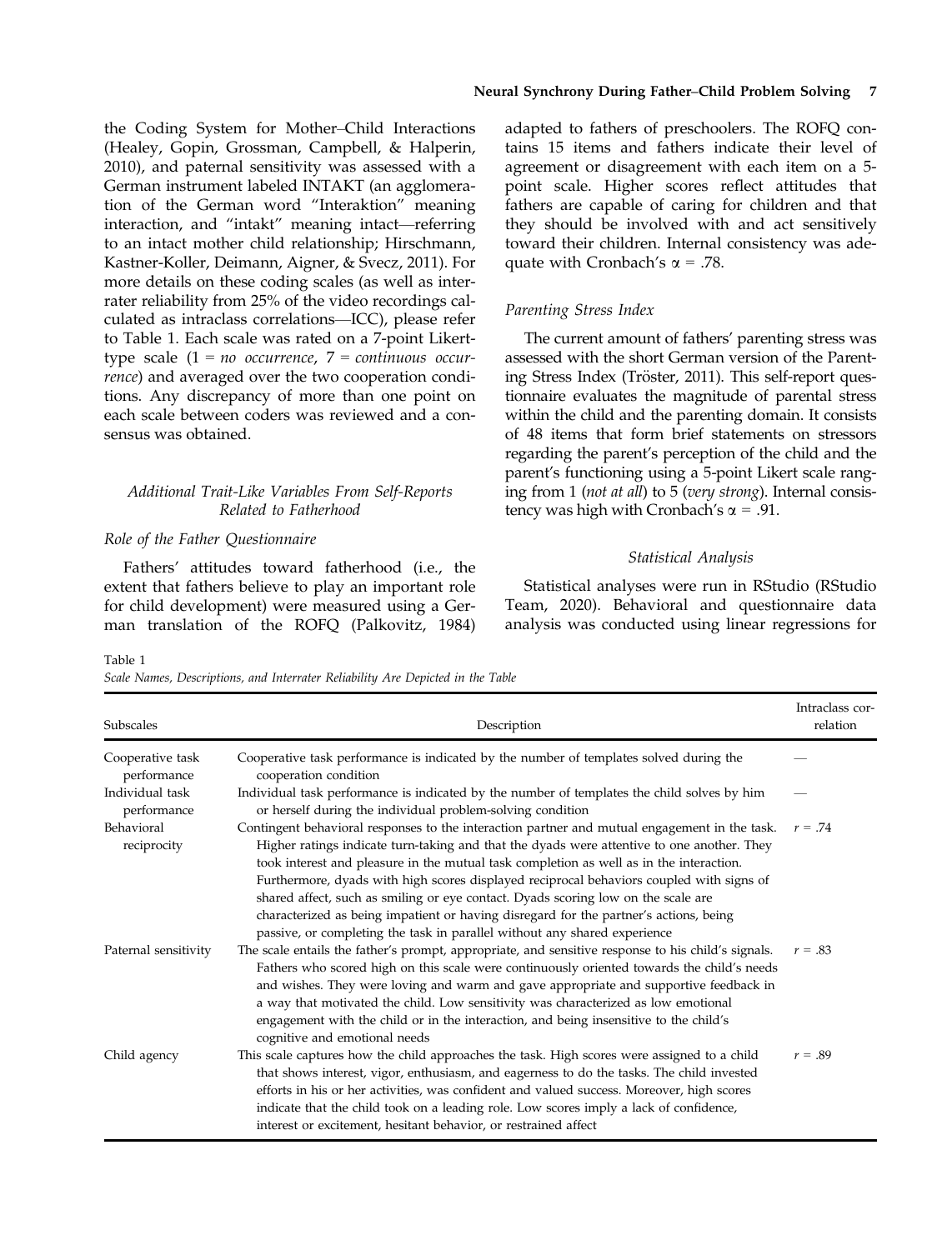the Coding System for Mother–Child Interactions (Healey, Gopin, Grossman, Campbell, & Halperin, 2010), and paternal sensitivity was assessed with a German instrument labeled INTAKT (an agglomeration of the German word "Interaktion" meaning interaction, and "intakt" meaning intact—referring to an intact mother child relationship; Hirschmann, Kastner-Koller, Deimann, Aigner, & Svecz, 2011). For more details on these coding scales (as well as interrater reliability from 25% of the video recordings calculated as intraclass correlations—ICC), please refer to Table 1. Each scale was rated on a 7-point Likert-type scale (1 = *no occurrence*, 7 = *continuous occurrence*) and averaged over the two cooperation conditions. Any discrepancy of more than one point on each scale between coders was reviewed and a consensus was obtained.

### *Additional Trait-Like Variables From Self-Reports Related to Fatherhood*

#### *Role of the Father Questionnaire*

Fathers' attitudes toward fatherhood (i.e., the extent that fathers believe to play an important role for child development) were measured using a German translation of the ROFQ (Palkovitz, 1984) adapted to fathers of preschoolers. The ROFQ contains 15 items and fathers indicate their level of agreement or disagreement with each item on a 5-point scale. Higher scores reflect attitudes that fathers are capable of caring for children and that they should be involved with and act sensitively toward their children. Internal consistency was adequate with Cronbach's $\alpha = .78$.

#### *Parenting Stress Index*

The current amount of fathers' parenting stress was assessed with the short German version of the Parenting Stress Index (Tröster, 2011). This self-report questionnaire evaluates the magnitude of parental stress within the child and the parenting domain. It consists of 48 items that form brief statements on stressors regarding the parent's perception of the child and the parent's functioning using a 5-point Likert scale ranging from 1 (*not at all*) to 5 (*very strong*). Internal consistency was high with Cronbach's $\alpha = .91$.

### *Statistical Analysis*

Statistical analyses were run in RStudio (RStudio Team, 2020). Behavioral and questionnaire data analysis was conducted using linear regressions for

Table 1
*Scale Names, Descriptions, and Interrater Reliability Are Depicted in the Table*

| Subscales | Description | Intraclass correlation |
|---|---|---|
| Cooperative task performance | Cooperative task performance is indicated by the number of templates solved during the cooperation condition | — |
| Individual task performance | Individual task performance is indicated by the number of templates the child solves by him or herself during the individual problem-solving condition | — |
| Behavioral reciprocity | Contingent behavioral responses to the interaction partner and mutual engagement in the task. Higher ratings indicate turn-taking and that the dyads were attentive to one another. They took interest and pleasure in the mutual task completion as well as in the interaction. Furthermore, dyads with high scores displayed reciprocal behaviors coupled with signs of shared affect, such as smiling or eye contact. Dyads scoring low on the scale are characterized as being impatient or having disregard for the partner's actions, being passive, or completing the task in parallel without any shared experience | $r = .74$ |
| Paternal sensitivity | The scale entails the father's prompt, appropriate, and sensitive response to his child's signals. Fathers who scored high on this scale were continuously oriented towards the child's needs and wishes. They were loving and warm and gave appropriate and supportive feedback in a way that motivated the child. Low sensitivity was characterized as low emotional engagement with the child or in the interaction, and being insensitive to the child's cognitive and emotional needs | $r = .83$ |
| Child agency | This scale captures how the child approaches the task. High scores were assigned to a child that shows interest, vigor, enthusiasm, and eagerness to do the tasks. The child invested efforts in his or her activities, was confident and valued success. Moreover, high scores indicate that the child took on a leading role. Low scores imply a lack of confidence, interest or excitement, hesitant behavior, or restrained affect | $r = .89$ |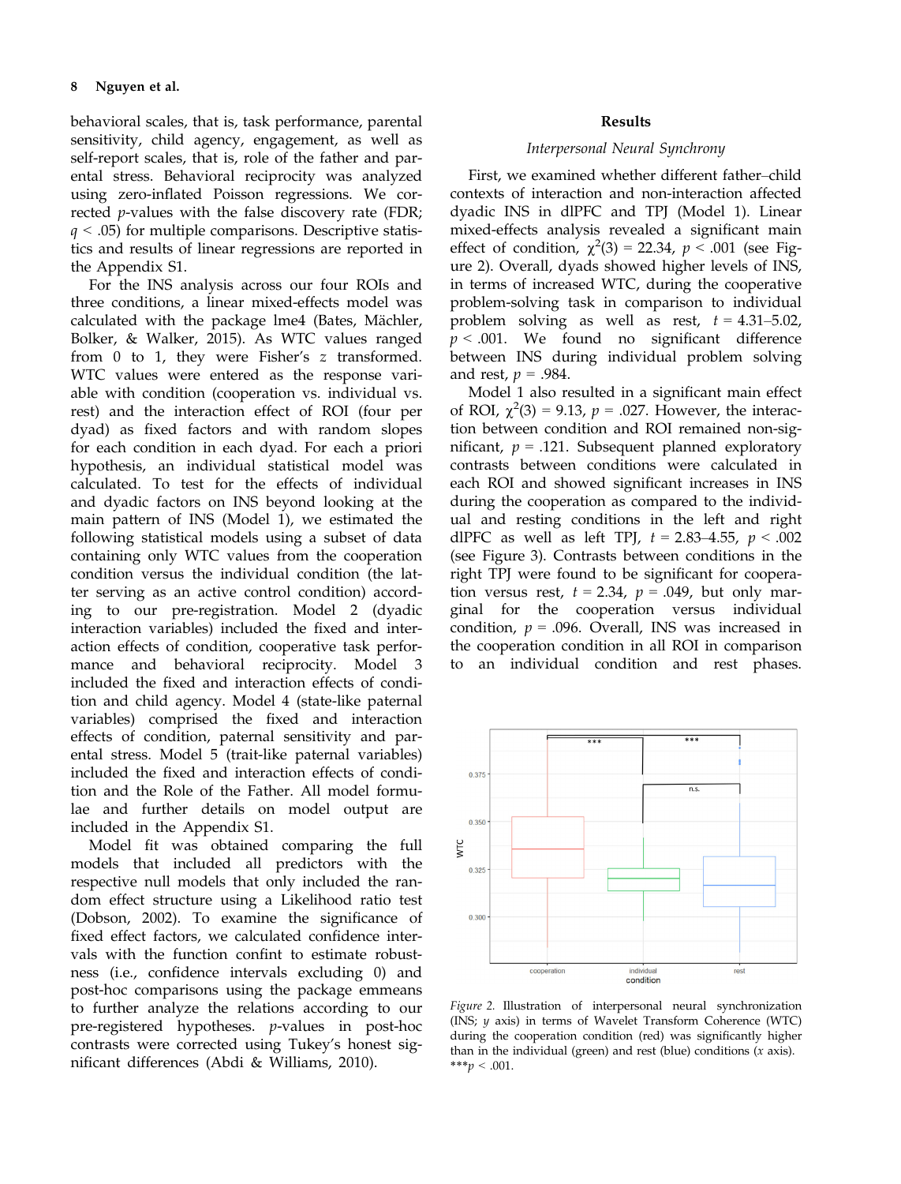behavioral scales, that is, task performance, parental sensitivity, child agency, engagement, as well as self-report scales, that is, role of the father and parental stress. Behavioral reciprocity was analyzed using zero-inflated Poisson regressions. We corrected *p*-values with the false discovery rate (FDR; $q < .05$) for multiple comparisons. Descriptive statistics and results of linear regressions are reported in the Appendix S1.

For the INS analysis across our four ROIs and three conditions, a linear mixed-effects model was calculated with the package lme4 (Bates, Mächler, Bolker, & Walker, 2015). As WTC values ranged from 0 to 1, they were Fisher's *z* transformed. WTC values were entered as the response variable with condition (cooperation vs. individual vs. rest) and the interaction effect of ROI (four per dyad) as fixed factors and with random slopes for each condition in each dyad. For each a priori hypothesis, an individual statistical model was calculated. To test for the effects of individual and dyadic factors on INS beyond looking at the main pattern of INS (Model 1), we estimated the following statistical models using a subset of data containing only WTC values from the cooperation condition versus the individual condition (the latter serving as an active control condition) according to our pre-registration. Model 2 (dyadic interaction variables) included the fixed and interaction effects of condition, cooperative task performance and behavioral reciprocity. Model 3 included the fixed and interaction effects of condition and child agency. Model 4 (state-like paternal variables) comprised the fixed and interaction effects of condition, paternal sensitivity and parental stress. Model 5 (trait-like paternal variables) included the fixed and interaction effects of condition and the Role of the Father. All model formulae and further details on model output are included in the Appendix S1.

Model fit was obtained comparing the full models that included all predictors with the respective null models that only included the random effect structure using a Likelihood ratio test (Dobson, 2002). To examine the significance of fixed effect factors, we calculated confidence intervals with the function confint to estimate robustness (i.e., confidence intervals excluding 0) and post-hoc comparisons using the package emmeans to further analyze the relations according to our pre-registered hypotheses. *p*-values in post-hoc contrasts were corrected using Tukey's honest significant differences (Abdi & Williams, 2010).

## Results

### *Interpersonal Neural Synchrony*

First, we examined whether different father–child contexts of interaction and non-interaction affected dyadic INS in dlPFC and TPJ (Model 1). Linear mixed-effects analysis revealed a significant main effect of condition, $\chi^2(3) = 22.34$, $p < .001$ (see Figure 2). Overall, dyads showed higher levels of INS, in terms of increased WTC, during the cooperative problem-solving task in comparison to individual problem solving as well as rest, $t = 4.31$–$5.02$, $p < .001$. We found no significant difference between INS during individual problem solving and rest, $p = .984$.

Model 1 also resulted in a significant main effect of ROI, $\chi^2(3) = 9.13$, $p = .027$. However, the interaction between condition and ROI remained non-significant, $p = .121$. Subsequent planned exploratory contrasts between conditions were calculated in each ROI and showed significant increases in INS during the cooperation as compared to the individual and resting conditions in the left and right dlPFC as well as left TPJ, $t = 2.83$–$4.55$, $p < .002$ (see Figure 3). Contrasts between conditions in the right TPJ were found to be significant for cooperation versus rest, $t = 2.34$, $p = .049$, but only marginal for the cooperation versus individual condition, $p = .096$. Overall, INS was increased in the cooperation condition in all ROI in comparison to an individual condition and rest phases.

*Figure 2.* Illustration of interpersonal neural synchronization (INS; *y* axis) in terms of Wavelet Transform Coherence (WTC) during the cooperation condition (red) was significantly higher than in the individual (green) and rest (blue) conditions (*x* axis). ***$p < .001$.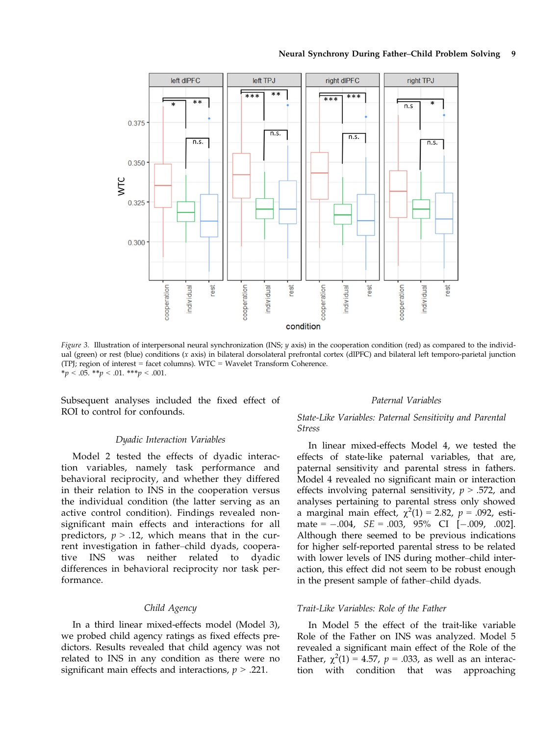*Figure 3.* Illustration of interpersonal neural synchronization (INS; *y* axis) in the cooperation condition (red) as compared to the individual (green) or rest (blue) conditions (*x* axis) in bilateral dorsolateral prefrontal cortex (dlPFC) and bilateral left tempero-parietal junction (TPJ; region of interest = facet columns). WTC = Wavelet Transform Coherence.
$^{*}p < .05$. $^{**}p < .01$. $^{***}p < .001$.

Subsequent analyses included the fixed effect of ROI to control for confounds.

### *Dyadic Interaction Variables*

Model 2 tested the effects of dyadic interaction variables, namely task performance and behavioral reciprocity, and whether they differed in their relation to INS in the cooperation versus the individual condition (the latter serving as an active control condition). Findings revealed nonsignificant main effects and interactions for all predictors, $p > .12$, which means that in the current investigation in father–child dyads, cooperative INS was neither related to dyadic differences in behavioral reciprocity nor task performance.

### *Child Agency*

In a third linear mixed-effects model (Model 3), we probed child agency ratings as fixed effects predictors. Results revealed that child agency was not related to INS in any condition as there were no significant main effects and interactions, $p > .221$.

### *Paternal Variables*

#### *State-Like Variables: Paternal Sensitivity and Parental Stress*

In linear mixed-effects Model 4, we tested the effects of state-like paternal variables, that are, paternal sensitivity and parental stress in fathers. Model 4 revealed no significant main or interaction effects involving paternal sensitivity, $p > .572$, and analyses pertaining to parental stress only showed a marginal main effect, $\chi^2(1) = 2.82$, $p = .092$, estimate $= -.004$, $SE = .003$, 95% CI $[-.009, .002]$. Although there seemed to be previous indications for higher self-reported parental stress to be related with lower levels of INS during mother–child interaction, this effect did not seem to be robust enough in the present sample of father–child dyads.

#### *Trait-Like Variables: Role of the Father*

In Model 5 the effect of the trait-like variable Role of the Father on INS was analyzed. Model 5 revealed a significant main effect of the Role of the Father, $\chi^2(1) = 4.57$, $p = .033$, as well as an interaction with condition that was approaching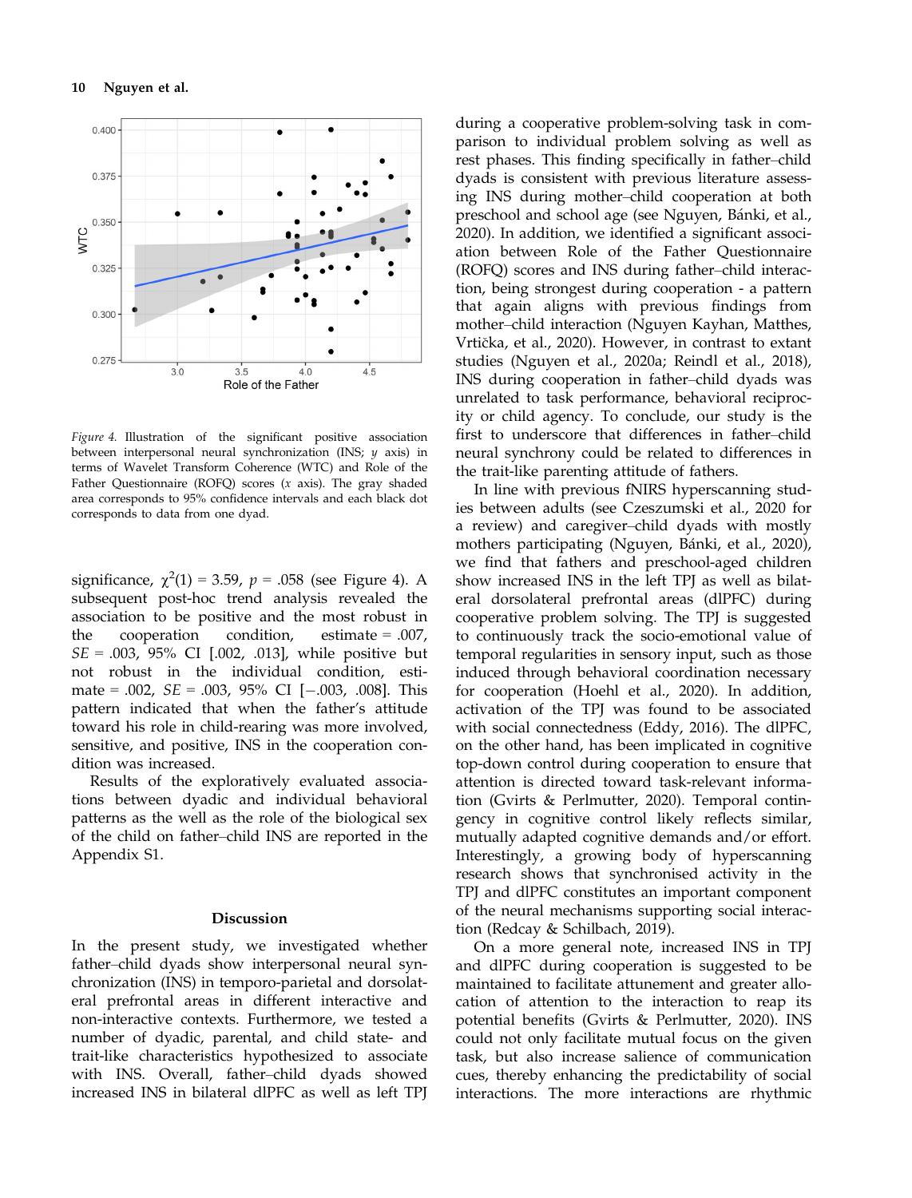*Figure 4.* Illustration of the significant positive association between interpersonal neural synchronization (INS; *y* axis) in terms of Wavelet Transform Coherence (WTC) and Role of the Father Questionnaire (ROFQ) scores (*x* axis). The gray shaded area corresponds to 95% confidence intervals and each black dot corresponds to data from one dyad.

significance, $\chi^2(1) = 3.59$, $p = .058$ (see Figure 4). A subsequent post-hoc trend analysis revealed the association to be positive and the most robust in the cooperation condition, estimate = .007, $SE = .003$, 95% CI [.002, .013], while positive but not robust in the individual condition, estimate = .002, $SE = .003$, 95% CI [−.003, .008]. This pattern indicated that when the father's attitude toward his role in child-rearing was more involved, sensitive, and positive, INS in the cooperation condition was increased.

Results of the exploratively evaluated associations between dyadic and individual behavioral patterns as the well as the role of the biological sex of the child on father–child INS are reported in the Appendix S1.

## Discussion

In the present study, we investigated whether father–child dyads show interpersonal neural synchronization (INS) in temporo-parietal and dorsolateral prefrontal areas in different interactive and non-interactive contexts. Furthermore, we tested a number of dyadic, parental, and child state- and trait-like characteristics hypothesized to associate with INS. Overall, father–child dyads showed increased INS in bilateral dlPFC as well as left TPJ during a cooperative problem-solving task in comparison to individual problem solving as well as rest phases. This finding specifically in father–child dyads is consistent with previous literature assessing INS during mother–child cooperation at both preschool and school age (see Nguyen, Bánki, et al., 2020). In addition, we identified a significant association between Role of the Father Questionnaire (ROFQ) scores and INS during father–child interaction, being strongest during cooperation - a pattern that again aligns with previous findings from mother–child interaction (Nguyen Kayhan, Matthes, Vrtička, et al., 2020). However, in contrast to extant studies (Nguyen et al., 2020a; Reindl et al., 2018), INS during cooperation in father–child dyads was unrelated to task performance, behavioral reciprocity or child agency. To conclude, our study is the first to underscore that differences in father–child neural synchrony could be related to differences in the trait-like parenting attitude of fathers.

In line with previous fNIRS hyperscanning studies between adults (see Czeszumski et al., 2020 for a review) and caregiver–child dyads with mostly mothers participating (Nguyen, Bánki, et al., 2020), we find that fathers and preschool-aged children show increased INS in the left TPJ as well as bilateral dorsolateral prefrontal areas (dlPFC) during cooperative problem solving. The TPJ is suggested to continuously track the socio-emotional value of temporal regularities in sensory input, such as those induced through behavioral coordination necessary for cooperation (Hoehl et al., 2020). In addition, activation of the TPJ was found to be associated with social connectedness (Eddy, 2016). The dlPFC, on the other hand, has been implicated in cognitive top-down control during cooperation to ensure that attention is directed toward task-relevant information (Gvirts & Perlmutter, 2020). Temporal contingency in cognitive control likely reflects similar, mutually adapted cognitive demands and/or effort. Interestingly, a growing body of hyperscanning research shows that synchronised activity in the TPJ and dlPFC constitutes an important component of the neural mechanisms supporting social interaction (Redcay & Schilbach, 2019).

On a more general note, increased INS in TPJ and dlPFC during cooperation is suggested to be maintained to facilitate attunement and greater allocation of attention to the interaction to reap its potential benefits (Gvirts & Perlmutter, 2020). INS could not only facilitate mutual focus on the given task, but also increase salience of communication cues, thereby enhancing the predictability of social interactions. The more interactions are rhythmic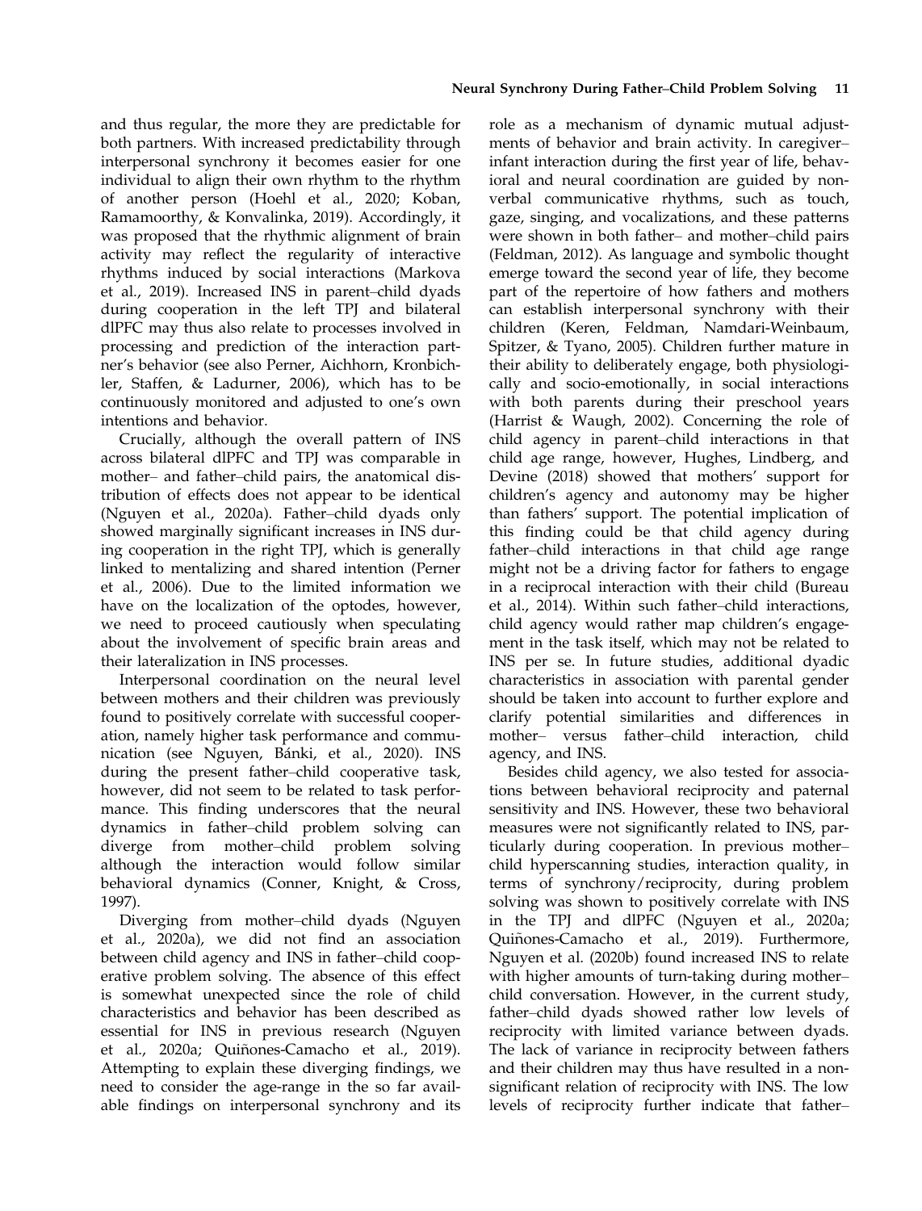and thus regular, the more they are predictable for both partners. With increased predictability through interpersonal synchrony it becomes easier for one individual to align their own rhythm to the rhythm of another person (Hoehl et al., 2020; Koban, Ramamoorthy, & Konvalinka, 2019). Accordingly, it was proposed that the rhythmic alignment of brain activity may reflect the regularity of interactive rhythms induced by social interactions (Markova et al., 2019). Increased INS in parent–child dyads during cooperation in the left TPJ and bilateral dlPFC may thus also relate to processes involved in processing and prediction of the interaction partner's behavior (see also Perner, Aichhorn, Kronbichler, Staffen, & Ladurner, 2006), which has to be continuously monitored and adjusted to one's own intentions and behavior.

Crucially, although the overall pattern of INS across bilateral dlPFC and TPJ was comparable in mother– and father–child pairs, the anatomical distribution of effects does not appear to be identical (Nguyen et al., 2020a). Father–child dyads only showed marginally significant increases in INS during cooperation in the right TPJ, which is generally linked to mentalizing and shared intention (Perner et al., 2006). Due to the limited information we have on the localization of the optodes, however, we need to proceed cautiously when speculating about the involvement of specific brain areas and their lateralization in INS processes.

Interpersonal coordination on the neural level between mothers and their children was previously found to positively correlate with successful cooperation, namely higher task performance and communication (see Nguyen, Bánki, et al., 2020). INS during the present father–child cooperative task, however, did not seem to be related to task performance. This finding underscores that the neural dynamics in father–child problem solving can diverge from mother–child problem solving although the interaction would follow similar behavioral dynamics (Conner, Knight, & Cross, 1997).

Diverging from mother–child dyads (Nguyen et al., 2020a), we did not find an association between child agency and INS in father–child cooperative problem solving. The absence of this effect is somewhat unexpected since the role of child characteristics and behavior has been described as essential for INS in previous research (Nguyen et al., 2020a; Quiñones-Camacho et al., 2019). Attempting to explain these diverging findings, we need to consider the age-range in the so far available findings on interpersonal synchrony and its role as a mechanism of dynamic mutual adjustments of behavior and brain activity. In caregiver–infant interaction during the first year of life, behavioral and neural coordination are guided by nonverbal communicative rhythms, such as touch, gaze, singing, and vocalizations, and these patterns were shown in both father– and mother–child pairs (Feldman, 2012). As language and symbolic thought emerge toward the second year of life, they become part of the repertoire of how fathers and mothers can establish interpersonal synchrony with their children (Keren, Feldman, Namdari-Weinbaum, Spitzer, & Tyano, 2005). Children further mature in their ability to deliberately engage, both physiologically and socio-emotionally, in social interactions with both parents during their preschool years (Harrist & Waugh, 2002). Concerning the role of child agency in parent–child interactions in that child age range, however, Hughes, Lindberg, and Devine (2018) showed that mothers' support for children's agency and autonomy may be higher than fathers' support. The potential implication of this finding could be that child agency during father–child interactions in that child age range might not be a driving factor for fathers to engage in a reciprocal interaction with their child (Bureau et al., 2014). Within such father–child interactions, child agency would rather map children's engagement in the task itself, which may not be related to INS per se. In future studies, additional dyadic characteristics in association with parental gender should be taken into account to further explore and clarify potential similarities and differences in mother– versus father–child interaction, child agency, and INS.

Besides child agency, we also tested for associations between behavioral reciprocity and paternal sensitivity and INS. However, these two behavioral measures were not significantly related to INS, particularly during cooperation. In previous mother–child hyperscanning studies, interaction quality, in terms of synchrony/reciprocity, during problem solving was shown to positively correlate with INS in the TPJ and dlPFC (Nguyen et al., 2020a; Quiñones-Camacho et al., 2019). Furthermore, Nguyen et al. (2020b) found increased INS to relate with higher amounts of turn-taking during mother–child conversation. However, in the current study, father–child dyads showed rather low levels of reciprocity with limited variance between dyads. The lack of variance in reciprocity between fathers and their children may thus have resulted in a nonsignificant relation of reciprocity with INS. The low levels of reciprocity further indicate that father–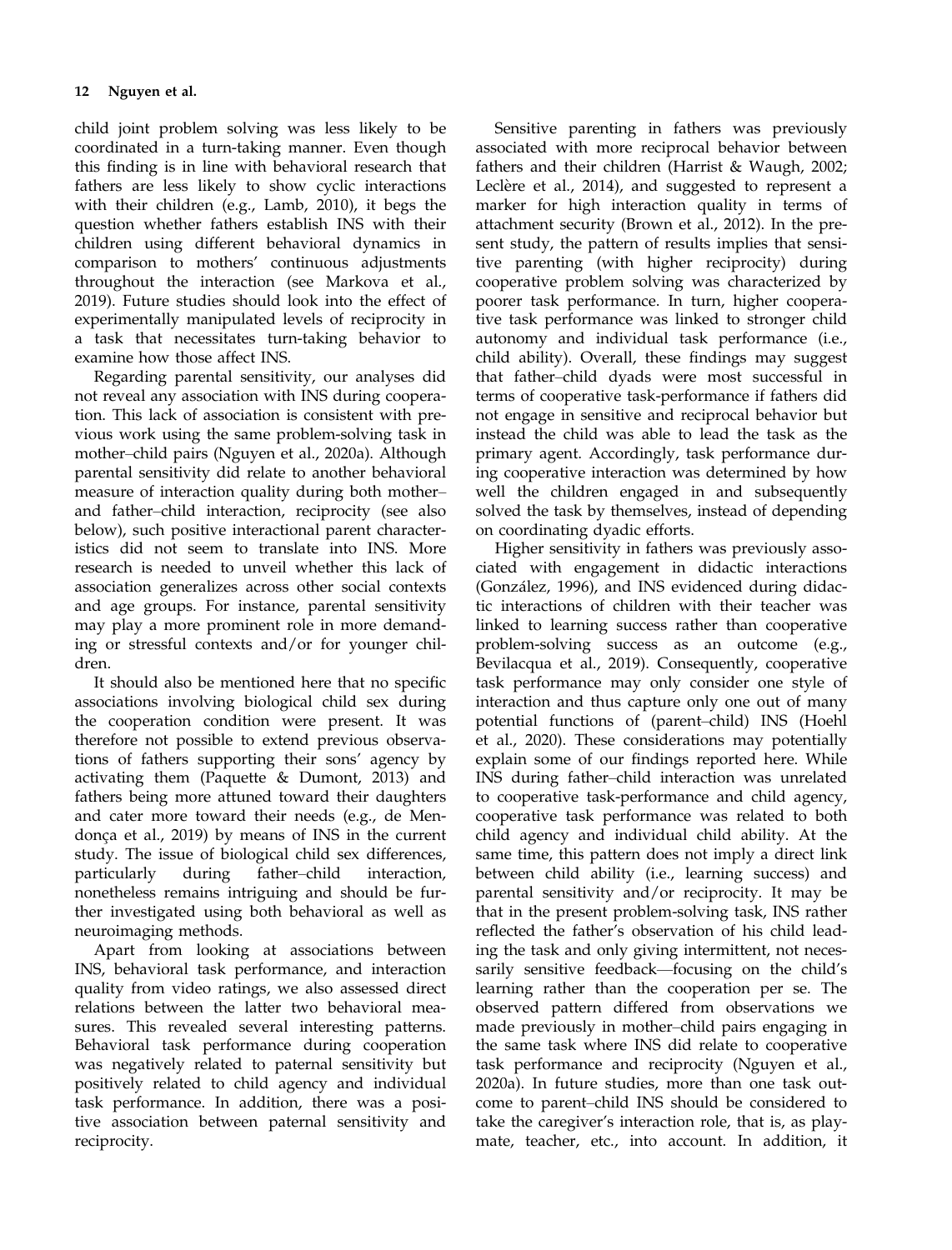child joint problem solving was less likely to be coordinated in a turn-taking manner. Even though this finding is in line with behavioral research that fathers are less likely to show cyclic interactions with their children (e.g., Lamb, 2010), it begs the question whether fathers establish INS with their children using different behavioral dynamics in comparison to mothers' continuous adjustments throughout the interaction (see Markova et al., 2019). Future studies should look into the effect of experimentally manipulated levels of reciprocity in a task that necessitates turn-taking behavior to examine how those affect INS.

Regarding parental sensitivity, our analyses did not reveal any association with INS during cooperation. This lack of association is consistent with previous work using the same problem-solving task in mother–child pairs (Nguyen et al., 2020a). Although parental sensitivity did relate to another behavioral measure of interaction quality during both mother– and father–child interaction, reciprocity (see also below), such positive interactional parent characteristics did not seem to translate into INS. More research is needed to unveil whether this lack of association generalizes across other social contexts and age groups. For instance, parental sensitivity may play a more prominent role in more demanding or stressful contexts and/or for younger children.

It should also be mentioned here that no specific associations involving biological child sex during the cooperation condition were present. It was therefore not possible to extend previous observations of fathers supporting their sons' agency by activating them (Paquette & Dumont, 2013) and fathers being more attuned toward their daughters and cater more toward their needs (e.g., de Mendonça et al., 2019) by means of INS in the current study. The issue of biological child sex differences, particularly during father–child interaction, nonetheless remains intriguing and should be further investigated using both behavioral as well as neuroimaging methods.

Apart from looking at associations between INS, behavioral task performance, and interaction quality from video ratings, we also assessed direct relations between the latter two behavioral measures. This revealed several interesting patterns. Behavioral task performance during cooperation was negatively related to paternal sensitivity but positively related to child agency and individual task performance. In addition, there was a positive association between paternal sensitivity and reciprocity.

Sensitive parenting in fathers was previously associated with more reciprocal behavior between fathers and their children (Harrist & Waugh, 2002; Leclère et al., 2014), and suggested to represent a marker for high interaction quality in terms of attachment security (Brown et al., 2012). In the present study, the pattern of results implies that sensitive parenting (with higher reciprocity) during cooperative problem solving was characterized by poorer task performance. In turn, higher cooperative task performance was linked to stronger child autonomy and individual task performance (i.e., child ability). Overall, these findings may suggest that father–child dyads were most successful in terms of cooperative task-performance if fathers did not engage in sensitive and reciprocal behavior but instead the child was able to lead the task as the primary agent. Accordingly, task performance during cooperative interaction was determined by how well the children engaged in and subsequently solved the task by themselves, instead of depending on coordinating dyadic efforts.

Higher sensitivity in fathers was previously associated with engagement in didactic interactions (González, 1996), and INS evidenced during didactic interactions of children with their teacher was linked to learning success rather than cooperative problem-solving success as an outcome (e.g., Bevilacqua et al., 2019). Consequently, cooperative task performance may only consider one style of interaction and thus capture only one out of many potential functions of (parent–child) INS (Hoehl et al., 2020). These considerations may potentially explain some of our findings reported here. While INS during father–child interaction was unrelated to cooperative task-performance and child agency, cooperative task performance was related to both child agency and individual child ability. At the same time, this pattern does not imply a direct link between child ability (i.e., learning success) and parental sensitivity and/or reciprocity. It may be that in the present problem-solving task, INS rather reflected the father's observation of his child leading the task and only giving intermittent, not necessarily sensitive feedback—focusing on the child's learning rather than the cooperation per se. The observed pattern differed from observations we made previously in mother–child pairs engaging in the same task where INS did relate to cooperative task performance and reciprocity (Nguyen et al., 2020a). In future studies, more than one task outcome to parent–child INS should be considered to take the caregiver's interaction role, that is, as playmate, teacher, etc., into account. In addition, it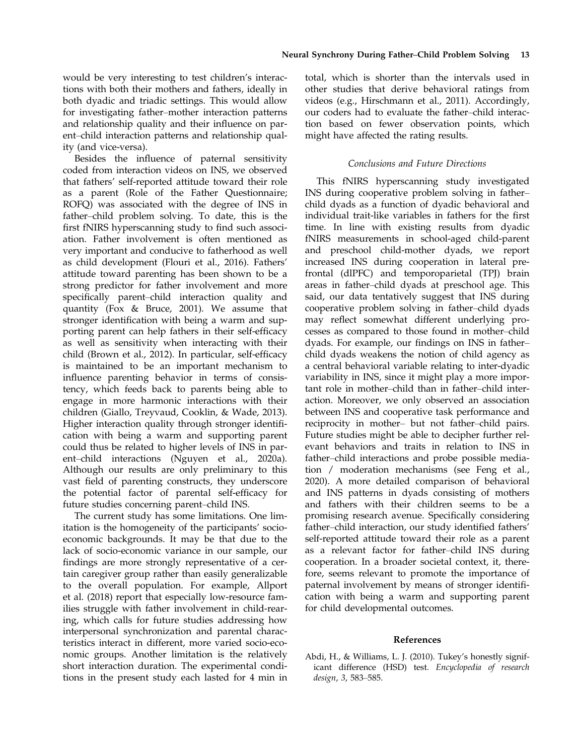would be very interesting to test children's interactions with both their mothers and fathers, ideally in both dyadic and triadic settings. This would allow for investigating father–mother interaction patterns and relationship quality and their influence on parent–child interaction patterns and relationship quality (and vice-versa).

Besides the influence of paternal sensitivity coded from interaction videos on INS, we observed that fathers' self-reported attitude toward their role as a parent (Role of the Father Questionnaire; ROFQ) was associated with the degree of INS in father–child problem solving. To date, this is the first fNIRS hyperscanning study to find such association. Father involvement is often mentioned as very important and conducive to fatherhood as well as child development (Flouri et al., 2016). Fathers' attitude toward parenting has been shown to be a strong predictor for father involvement and more specifically parent–child interaction quality and quantity (Fox & Bruce, 2001). We assume that stronger identification with being a warm and supporting parent can help fathers in their self-efficacy as well as sensitivity when interacting with their child (Brown et al., 2012). In particular, self-efficacy is maintained to be an important mechanism to influence parenting behavior in terms of consistency, which feeds back to parents being able to engage in more harmonic interactions with their children (Giallo, Treyvaud, Cooklin, & Wade, 2013). Higher interaction quality through stronger identification with being a warm and supporting parent could thus be related to higher levels of INS in parent–child interactions (Nguyen et al., 2020a). Although our results are only preliminary to this vast field of parenting constructs, they underscore the potential factor of parental self-efficacy for future studies concerning parent–child INS.

The current study has some limitations. One limitation is the homogeneity of the participants' socioeconomic backgrounds. It may be that due to the lack of socio-economic variance in our sample, our findings are more strongly representative of a certain caregiver group rather than easily generalizable to the overall population. For example, Allport et al. (2018) report that especially low-resource families struggle with father involvement in child-rearing, which calls for future studies addressing how interpersonal synchronization and parental characteristics interact in different, more varied socio-economic groups. Another limitation is the relatively short interaction duration. The experimental conditions in the present study each lasted for 4 min in total, which is shorter than the intervals used in other studies that derive behavioral ratings from videos (e.g., Hirschmann et al., 2011). Accordingly, our coders had to evaluate the father–child interaction based on fewer observation points, which might have affected the rating results.

### *Conclusions and Future Directions*

This fNIRS hyperscanning study investigated INS during cooperative problem solving in father–child dyads as a function of dyadic behavioral and individual trait-like variables in fathers for the first time. In line with existing results from dyadic fNIRS measurements in school-aged child-parent and preschool child-mother dyads, we report increased INS during cooperation in lateral prefrontal (dlPFC) and temporoparietal (TPJ) brain areas in father–child dyads at preschool age. This said, our data tentatively suggest that INS during cooperative problem solving in father–child dyads may reflect somewhat different underlying processes as compared to those found in mother–child dyads. For example, our findings on INS in father–child dyads weakens the notion of child agency as a central behavioral variable relating to inter-dyadic variability in INS, since it might play a more important role in mother–child than in father–child interaction. Moreover, we only observed an association between INS and cooperative task performance and reciprocity in mother– but not father–child pairs. Future studies might be able to decipher further relevant behaviors and traits in relation to INS in father–child interactions and probe possible mediation / moderation mechanisms (see Feng et al., 2020). A more detailed comparison of behavioral and INS patterns in dyads consisting of mothers and fathers with their children seems to be a promising research avenue. Specifically considering father–child interaction, our study identified fathers' self-reported attitude toward their role as a parent as a relevant factor for father–child INS during cooperation. In a broader societal context, it, therefore, seems relevant to promote the importance of paternal involvement by means of stronger identification with being a warm and supporting parent for child developmental outcomes.

## References

Abdi, H., & Williams, L. J. (2010). Tukey's honestly significant difference (HSD) test. *Encyclopedia of research design*, *3*, 583–585.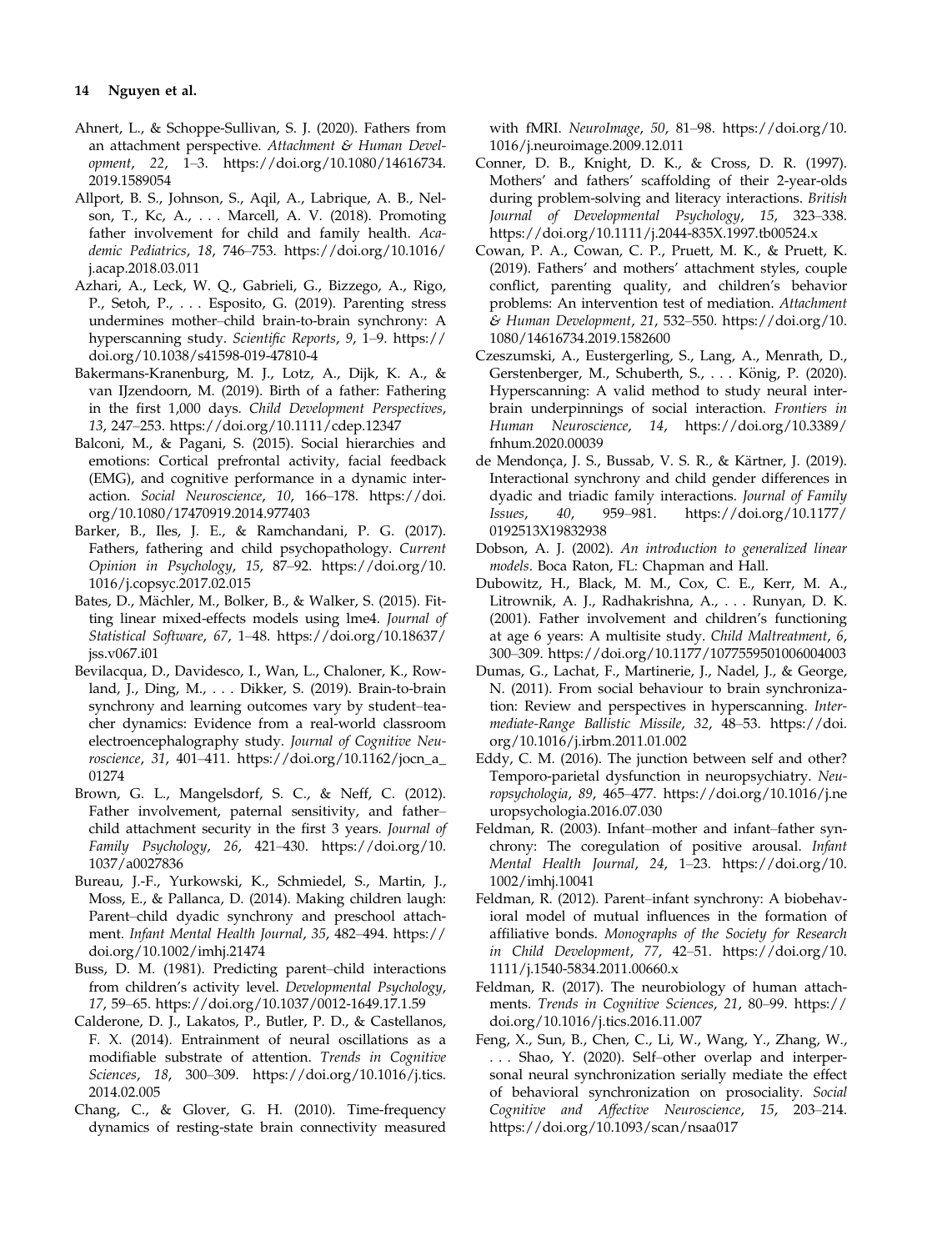Ahnert, L., & Schoppe-Sullivan, S. J. (2020). Fathers from an attachment perspective. *Attachment & Human Development*, *22*, 1–3. https://doi.org/10.1080/14616734.2019.1589054

Allport, B. S., Johnson, S., Aqil, A., Labrique, A. B., Nelson, T., Kc, A., . . . Marcell, A. V. (2018). Promoting father involvement for child and family health. *Academic Pediatrics*, *18*, 746–753. https://doi.org/10.1016/j.acap.2018.03.011

Azhari, A., Leck, W. Q., Gabrieli, G., Bizzego, A., Rigo, P., Setoh, P., . . . Esposito, G. (2019). Parenting stress undermines mother–child brain-to-brain synchrony: A hyperscanning study. *Scientific Reports*, *9*, 1–9. https://doi.org/10.1038/s41598-019-47810-4

Bakermans-Kranenburg, M. J., Lotz, A., Dijk, K. A., & van IJzendoorn, M. (2019). Birth of a father: Fathering in the first 1,000 days. *Child Development Perspectives*, *13*, 247–253. https://doi.org/10.1111/cdep.12347

Balconi, M., & Pagani, S. (2015). Social hierarchies and emotions: Cortical prefrontal activity, facial feedback (EMG), and cognitive performance in a dynamic interaction. *Social Neuroscience*, *10*, 166–178. https://doi.org/10.1080/17470919.2014.977403

Barker, B., Iles, J. E., & Ramchandani, P. G. (2017). Fathers, fathering and child psychopathology. *Current Opinion in Psychology*, *15*, 87–92. https://doi.org/10.1016/j.copsyc.2017.02.015

Bates, D., Mächler, M., Bolker, B., & Walker, S. (2015). Fitting linear mixed-effects models using lme4. *Journal of Statistical Software*, *67*, 1–48. https://doi.org/10.18637/jss.v067.i01

Bevilacqua, D., Davidesco, I., Wan, L., Chaloner, K., Rowland, J., Ding, M., . . . Dikker, S. (2019). Brain-to-brain synchrony and learning outcomes vary by student–teacher dynamics: Evidence from a real-world classroom electroencephalography study. *Journal of Cognitive Neuroscience*, *31*, 401–411. https://doi.org/10.1162/jocn_a_01274

Brown, G. L., Mangelsdorf, S. C., & Neff, C. (2012). Father involvement, paternal sensitivity, and father–child attachment security in the first 3 years. *Journal of Family Psychology*, *26*, 421–430. https://doi.org/10.1037/a0027836

Bureau, J.-F., Yurkowski, K., Schmiedel, S., Martin, J., Moss, E., & Pallanca, D. (2014). Making children laugh: Parent–child dyadic synchrony and preschool attachment. *Infant Mental Health Journal*, *35*, 482–494. https://doi.org/10.1002/imhj.21474

Buss, D. M. (1981). Predicting parent–child interactions from children's activity level. *Developmental Psychology*, *17*, 59–65. https://doi.org/10.1037/0012-1649.17.1.59

Calderone, D. J., Lakatos, P., Butler, P. D., & Castellanos, F. X. (2014). Entrainment of neural oscillations as a modifiable substrate of attention. *Trends in Cognitive Sciences*, *18*, 300–309. https://doi.org/10.1016/j.tics.2014.02.005

Chang, C., & Glover, G. H. (2010). Time-frequency dynamics of resting-state brain connectivity measured with fMRI. *NeuroImage*, *50*, 81–98. https://doi.org/10.1016/j.neuroimage.2009.12.011

Conner, D. B., Knight, D. K., & Cross, D. R. (1997). Mothers' and fathers' scaffolding of their 2-year-olds during problem-solving and literacy interactions. *British Journal of Developmental Psychology*, *15*, 323–338. https://doi.org/10.1111/j.2044-835X.1997.tb00524.x

Cowan, P. A., Cowan, C. P., Pruett, M. K., & Pruett, K. (2019). Fathers' and mothers' attachment styles, couple conflict, parenting quality, and children's behavior problems: An intervention test of mediation. *Attachment & Human Development*, *21*, 532–550. https://doi.org/10.1080/14616734.2019.1582600

Czeszumski, A., Eustergerling, S., Lang, A., Menrath, D., Gerstenberger, M., Schuberth, S., . . . König, P. (2020). Hyperscanning: A valid method to study neural inter-brain underpinnings of social interaction. *Frontiers in Human Neuroscience*, *14*, https://doi.org/10.3389/fnhum.2020.00039

de Mendonça, J. S., Bussab, V. S. R., & Kärtner, J. (2019). Interactional synchrony and child gender differences in dyadic and triadic family interactions. *Journal of Family Issues*, *40*, 959–981. https://doi.org/10.1177/0192513X19832938

Dobson, A. J. (2002). *An introduction to generalized linear models*. Boca Raton, FL: Chapman and Hall.

Dubowitz, H., Black, M. M., Cox, C. E., Kerr, M. A., Litrownik, A. J., Radhakrishna, A., . . . Runyan, D. K. (2001). Father involvement and children's functioning at age 6 years: A multisite study. *Child Maltreatment*, *6*, 300–309. https://doi.org/10.1177/1077559501006004003

Dumas, G., Lachat, F., Martinerie, J., Nadel, J., & George, N. (2011). From social behaviour to brain synchronization: Review and perspectives in hyperscanning. *Intermediate-Range Ballistic Missile*, *32*, 48–53. https://doi.org/10.1016/j.irbm.2011.01.002

Eddy, C. M. (2016). The junction between self and other? Temporo-parietal dysfunction in neuropsychiatry. *Neuropsychologia*, *89*, 465–477. https://doi.org/10.1016/j.neuropsychologia.2016.07.030

Feldman, R. (2003). Infant–mother and infant–father synchrony: The coregulation of positive arousal. *Infant Mental Health Journal*, *24*, 1–23. https://doi.org/10.1002/imhj.10041

Feldman, R. (2012). Parent–infant synchrony: A biobehavioral model of mutual influences in the formation of affiliative bonds. *Monographs of the Society for Research in Child Development*, *77*, 42–51. https://doi.org/10.1111/j.1540-5834.2011.00660.x

Feldman, R. (2017). The neurobiology of human attachments. *Trends in Cognitive Sciences*, *21*, 80–99. https://doi.org/10.1016/j.tics.2016.11.007

Feng, X., Sun, B., Chen, C., Li, W., Wang, Y., Zhang, W., . . . Shao, Y. (2020). Self–other overlap and interpersonal neural synchronization serially mediate the effect of behavioral synchronization on prosociality. *Social Cognitive and Affective Neuroscience*, *15*, 203–214. https://doi.org/10.1093/scan/nsaa017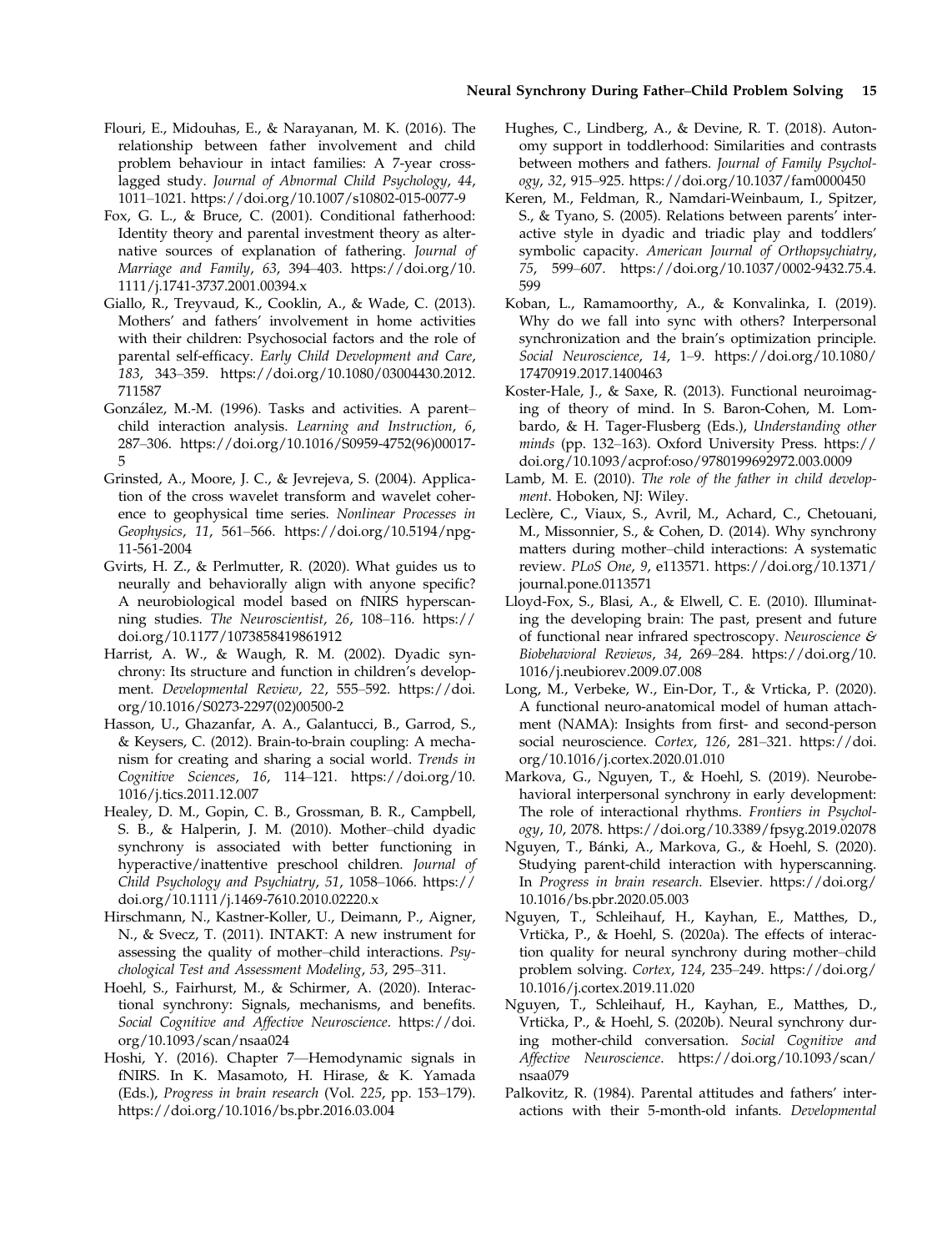Flouri, E., Midouhas, E., & Narayanan, M. K. (2016). The relationship between father involvement and child problem behaviour in intact families: A 7-year cross-lagged study. *Journal of Abnormal Child Psychology*, *44*, 1011–1021. https://doi.org/10.1007/s10802-015-0077-9

Fox, G. L., & Bruce, C. (2001). Conditional fatherhood: Identity theory and parental investment theory as alternative sources of explanation of fathering. *Journal of Marriage and Family*, *63*, 394–403. https://doi.org/10.1111/j.1741-3737.2001.00394.x

Giallo, R., Treyvaud, K., Cooklin, A., & Wade, C. (2013). Mothers' and fathers' involvement in home activities with their children: Psychosocial factors and the role of parental self-efficacy. *Early Child Development and Care*, *183*, 343–359. https://doi.org/10.1080/03004430.2012.711587

González, M.-M. (1996). Tasks and activities. A parent–child interaction analysis. *Learning and Instruction*, *6*, 287–306. https://doi.org/10.1016/S0959-4752(96)00017-5

Grinsted, A., Moore, J. C., & Jevrejeva, S. (2004). Application of the cross wavelet transform and wavelet coherence to geophysical time series. *Nonlinear Processes in Geophysics*, *11*, 561–566. https://doi.org/10.5194/npg-11-561-2004

Gvirts, H. Z., & Perlmutter, R. (2020). What guides us to neurally and behaviorally align with anyone specific? A neurobiological model based on fNIRS hyperscanning studies. *The Neuroscientist*, *26*, 108–116. https://doi.org/10.1177/1073858419861912

Harrist, A. W., & Waugh, R. M. (2002). Dyadic synchrony: Its structure and function in children's development. *Developmental Review*, *22*, 555–592. https://doi.org/10.1016/S0273-2297(02)00500-2

Hasson, U., Ghazanfar, A. A., Galantucci, B., Garrod, S., & Keysers, C. (2012). Brain-to-brain coupling: A mechanism for creating and sharing a social world. *Trends in Cognitive Sciences*, *16*, 114–121. https://doi.org/10.1016/j.tics.2011.12.007

Healey, D. M., Gopin, C. B., Grossman, B. R., Campbell, S. B., & Halperin, J. M. (2010). Mother–child dyadic synchrony is associated with better functioning in hyperactive/inattentive preschool children. *Journal of Child Psychology and Psychiatry*, *51*, 1058–1066. https://doi.org/10.1111/j.1469-7610.2010.02220.x

Hirschmann, N., Kastner-Koller, U., Deimann, P., Aigner, N., & Svecz, T. (2011). INTAKT: A new instrument for assessing the quality of mother–child interactions. *Psychological Test and Assessment Modeling*, *53*, 295–311.

Hoehl, S., Fairhurst, M., & Schirmer, A. (2020). Interactional synchrony: Signals, mechanisms, and benefits. *Social Cognitive and Affective Neuroscience*. https://doi.org/10.1093/scan/nsaa024

Hoshi, Y. (2016). Chapter 7—Hemodynamic signals in fNIRS. In K. Masamoto, H. Hirase, & K. Yamada (Eds.), *Progress in brain research* (Vol. *225*, pp. 153–179). https://doi.org/10.1016/bs.pbr.2016.03.004

Hughes, C., Lindberg, A., & Devine, R. T. (2018). Autonomy support in toddlerhood: Similarities and contrasts between mothers and fathers. *Journal of Family Psychology*, *32*, 915–925. https://doi.org/10.1037/fam0000450

Keren, M., Feldman, R., Namdari-Weinbaum, I., Spitzer, S., & Tyano, S. (2005). Relations between parents' interactive style in dyadic and triadic play and toddlers' symbolic capacity. *American Journal of Orthopsychiatry*, *75*, 599–607. https://doi.org/10.1037/0002-9432.75.4.599

Koban, L., Ramamoorthy, A., & Konvalinka, I. (2019). Why do we fall into sync with others? Interpersonal synchronization and the brain's optimization principle. *Social Neuroscience*, *14*, 1–9. https://doi.org/10.1080/17470919.2017.1400463

Koster-Hale, J., & Saxe, R. (2013). Functional neuroimaging of theory of mind. In S. Baron-Cohen, M. Lombardo, & H. Tager-Flusberg (Eds.), *Understanding other minds* (pp. 132–163). Oxford University Press. https://doi.org/10.1093/acprof:oso/9780199692972.003.0009

Lamb, M. E. (2010). *The role of the father in child development*. Hoboken, NJ: Wiley.

Leclère, C., Viaux, S., Avril, M., Achard, C., Chetouani, M., Missonnier, S., & Cohen, D. (2014). Why synchrony matters during mother–child interactions: A systematic review. *PLoS One*, *9*, e113571. https://doi.org/10.1371/journal.pone.0113571

Lloyd-Fox, S., Blasi, A., & Elwell, C. E. (2010). Illuminating the developing brain: The past, present and future of functional near infrared spectroscopy. *Neuroscience & Biobehavioral Reviews*, *34*, 269–284. https://doi.org/10.1016/j.neubiorev.2009.07.008

Long, M., Verbeke, W., Ein-Dor, T., & Vrticka, P. (2020). A functional neuro-anatomical model of human attachment (NAMA): Insights from first- and second-person social neuroscience. *Cortex*, *126*, 281–321. https://doi.org/10.1016/j.cortex.2020.01.010

Markova, G., Nguyen, T., & Hoehl, S. (2019). Neurobehavioral interpersonal synchrony in early development: The role of interactional rhythms. *Frontiers in Psychology*, *10*, 2078. https://doi.org/10.3389/fpsyg.2019.02078

Nguyen, T., Bánki, A., Markova, G., & Hoehl, S. (2020). Studying parent-child interaction with hyperscanning. In *Progress in brain research*. Elsevier. https://doi.org/10.1016/bs.pbr.2020.05.003

Nguyen, T., Schleihauf, H., Kayhan, E., Matthes, D., Vrtička, P., & Hoehl, S. (2020a). The effects of interaction quality for neural synchrony during mother–child problem solving. *Cortex*, *124*, 235–249. https://doi.org/10.1016/j.cortex.2019.11.020

Nguyen, T., Schleihauf, H., Kayhan, E., Matthes, D., Vrtička, P., & Hoehl, S. (2020b). Neural synchrony during mother-child conversation. *Social Cognitive and Affective Neuroscience*. https://doi.org/10.1093/scan/nsaa079

Palkovitz, R. (1984). Parental attitudes and fathers' interactions with their 5-month-old infants. *Developmental*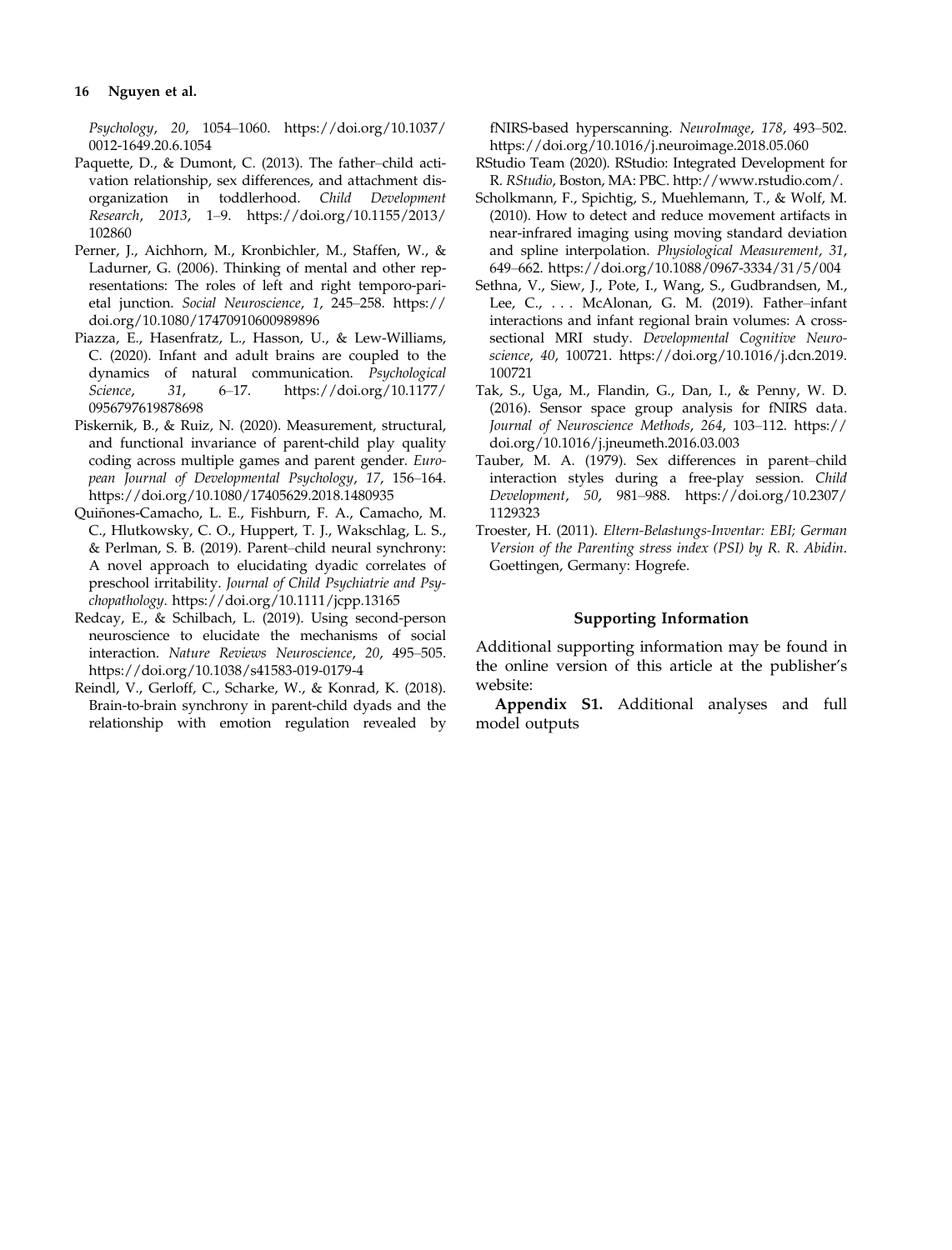*Psychology*, *20*, 1054–1060. https://doi.org/10.1037/0012-1649.20.6.1054

Paquette, D., & Dumont, C. (2013). The father–child activation relationship, sex differences, and attachment disorganization in toddlerhood. *Child Development Research*, *2013*, 1–9. https://doi.org/10.1155/2013/102860

Perner, J., Aichhorn, M., Kronbichler, M., Staffen, W., & Ladurner, G. (2006). Thinking of mental and other representations: The roles of left and right temporo-parietal junction. *Social Neuroscience*, *1*, 245–258. https://doi.org/10.1080/17470910600989896

Piazza, E., Hasenfratz, L., Hasson, U., & Lew-Williams, C. (2020). Infant and adult brains are coupled to the dynamics of natural communication. *Psychological Science*, *31*, 6–17. https://doi.org/10.1177/0956797619878698

Piskernik, B., & Ruiz, N. (2020). Measurement, structural, and functional invariance of parent-child play quality coding across multiple games and parent gender. *European Journal of Developmental Psychology*, *17*, 156–164. https://doi.org/10.1080/17405629.2018.1480935

Quiñones-Camacho, L. E., Fishburn, F. A., Camacho, M. C., Hlutkowsky, C. O., Huppert, T. J., Wakschlag, L. S., & Perlman, S. B. (2019). Parent–child neural synchrony: A novel approach to elucidating dyadic correlates of preschool irritability. *Journal of Child Psychiatrie and Psychopathology*. https://doi.org/10.1111/jcpp.13165

Redcay, E., & Schilbach, L. (2019). Using second-person neuroscience to elucidate the mechanisms of social interaction. *Nature Reviews Neuroscience*, *20*, 495–505. https://doi.org/10.1038/s41583-019-0179-4

Reindl, V., Gerloff, C., Scharke, W., & Konrad, K. (2018). Brain-to-brain synchrony in parent-child dyads and the relationship with emotion regulation revealed by fNIRS-based hyperscanning. *NeuroImage*, *178*, 493–502. https://doi.org/10.1016/j.neuroimage.2018.05.060

RStudio Team (2020). RStudio: Integrated Development for R. *RStudio*, Boston, MA: PBC. http://www.rstudio.com/.

Scholkmann, F., Spichtig, S., Muehlemann, T., & Wolf, M. (2010). How to detect and reduce movement artifacts in near-infrared imaging using moving standard deviation and spline interpolation. *Physiological Measurement*, *31*, 649–662. https://doi.org/10.1088/0967-3334/31/5/004

Sethna, V., Siew, J., Pote, I., Wang, S., Gudbrandsen, M., Lee, C., . . . McAlonan, G. M. (2019). Father–infant interactions and infant regional brain volumes: A cross-sectional MRI study. *Developmental Cognitive Neuroscience*, *40*, 100721. https://doi.org/10.1016/j.dcn.2019.100721

Tak, S., Uga, M., Flandin, G., Dan, I., & Penny, W. D. (2016). Sensor space group analysis for fNIRS data. *Journal of Neuroscience Methods*, *264*, 103–112. https://doi.org/10.1016/j.jneumeth.2016.03.003

Tauber, M. A. (1979). Sex differences in parent–child interaction styles during a free-play session. *Child Development*, *50*, 981–988. https://doi.org/10.2307/1129323

Troester, H. (2011). *Eltern-Belastungs-Inventar: EBI; German Version of the Parenting stress index (PSI) by R. R. Abidin*. Goettingen, Germany: Hogrefe.

## Supporting Information

Additional supporting information may be found in the online version of this article at the publisher's website:

**Appendix S1.** Additional analyses and full model outputs